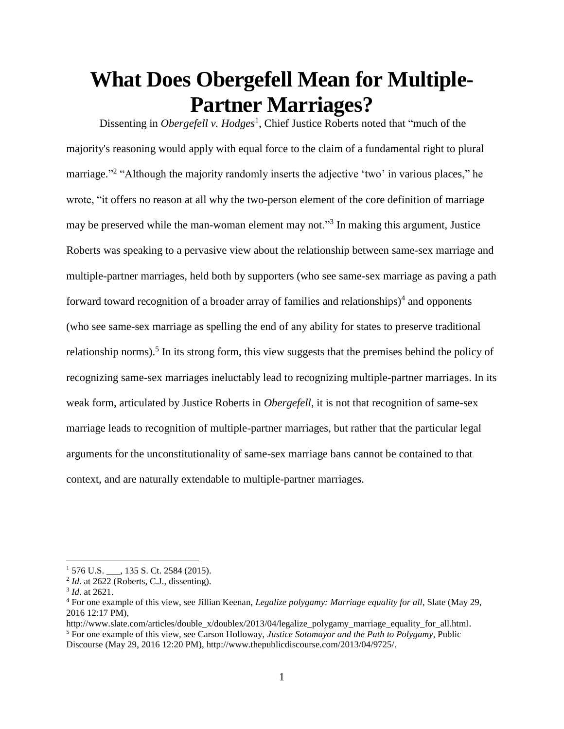# What Does Obergefell Mean for Multiple-Partner Marriages?

Dissenting in *Obergefell v. Hodges*[1], Chief Justice Roberts noted that "much of the majority's reasoning would apply with equal force to the claim of a fundamental right to plural marriage."[2] "Although the majority randomly inserts the adjective 'two' in various places," he wrote, "it offers no reason at all why the two-person element of the core definition of marriage may be preserved while the man-woman element may not."[3] In making this argument, Justice Roberts was speaking to a pervasive view about the relationship between same-sex marriage and multiple-partner marriages, held both by supporters (who see same-sex marriage as paving a path forward toward recognition of a broader array of families and relationships)[4] and opponents (who see same-sex marriage as spelling the end of any ability for states to preserve traditional relationship norms).[5] In its strong form, this view suggests that the premises behind the policy of recognizing same-sex marriages ineluctably lead to recognizing multiple-partner marriages. In its weak form, articulated by Justice Roberts in *Obergefell*, it is not that recognition of same-sex marriage leads to recognition of multiple-partner marriages, but rather that the particular legal arguments for the unconstitutionality of same-sex marriage bans cannot be contained to that context, and are naturally extendable to multiple-partner marriages.

---

[1] 576 U.S. ___, 135 S. Ct. 2584 (2015).

[2] *Id*. at 2622 (Roberts, C.J., dissenting).

[3] *Id*. at 2621.

[4] For one example of this view, see Jillian Keenan, *Legalize polygamy: Marriage equality for all*, Slate (May 29, 2016 12:17 PM), http://www.slate.com/articles/double_x/doublex/2013/04/legalize_polygamy_marriage_equality_for_all.html.

[5] For one example of this view, see Carson Holloway, *Justice Sotomayor and the Path to Polygamy*, Public Discourse (May 29, 2016 12:20 PM), http://www.thepublicdiscourse.com/2013/04/9725/.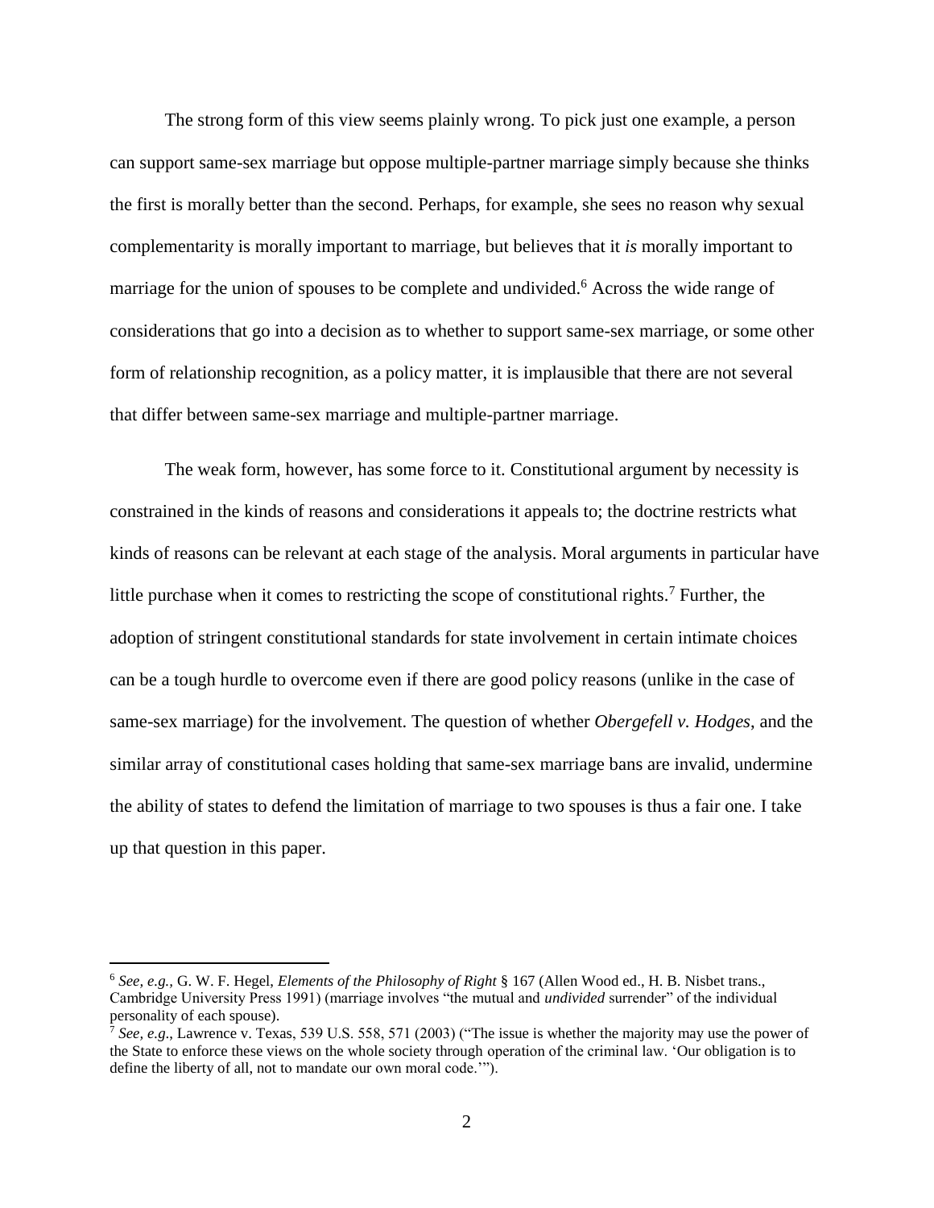The strong form of this view seems plainly wrong. To pick just one example, a person can support same-sex marriage but oppose multiple-partner marriage simply because she thinks the first is morally better than the second. Perhaps, for example, she sees no reason why sexual complementarity is morally important to marriage, but believes that it *is* morally important to marriage for the union of spouses to be complete and undivided.[6] Across the wide range of considerations that go into a decision as to whether to support same-sex marriage, or some other form of relationship recognition, as a policy matter, it is implausible that there are not several that differ between same-sex marriage and multiple-partner marriage.

The weak form, however, has some force to it. Constitutional argument by necessity is constrained in the kinds of reasons and considerations it appeals to; the doctrine restricts what kinds of reasons can be relevant at each stage of the analysis. Moral arguments in particular have little purchase when it comes to restricting the scope of constitutional rights.[7] Further, the adoption of stringent constitutional standards for state involvement in certain intimate choices can be a tough hurdle to overcome even if there are good policy reasons (unlike in the case of same-sex marriage) for the involvement. The question of whether *Obergefell v. Hodges*, and the similar array of constitutional cases holding that same-sex marriage bans are invalid, undermine the ability of states to defend the limitation of marriage to two spouses is thus a fair one. I take up that question in this paper.

---

[6] *See, e.g.*, G. W. F. Hegel, *Elements of the Philosophy of Right* § 167 (Allen Wood ed., H. B. Nisbet trans., Cambridge University Press 1991) (marriage involves "the mutual and *undivided* surrender" of the individual personality of each spouse).

[7] *See, e.g*., Lawrence v. Texas, 539 U.S. 558, 571 (2003) ("The issue is whether the majority may use the power of the State to enforce these views on the whole society through operation of the criminal law. 'Our obligation is to define the liberty of all, not to mandate our own moral code.'").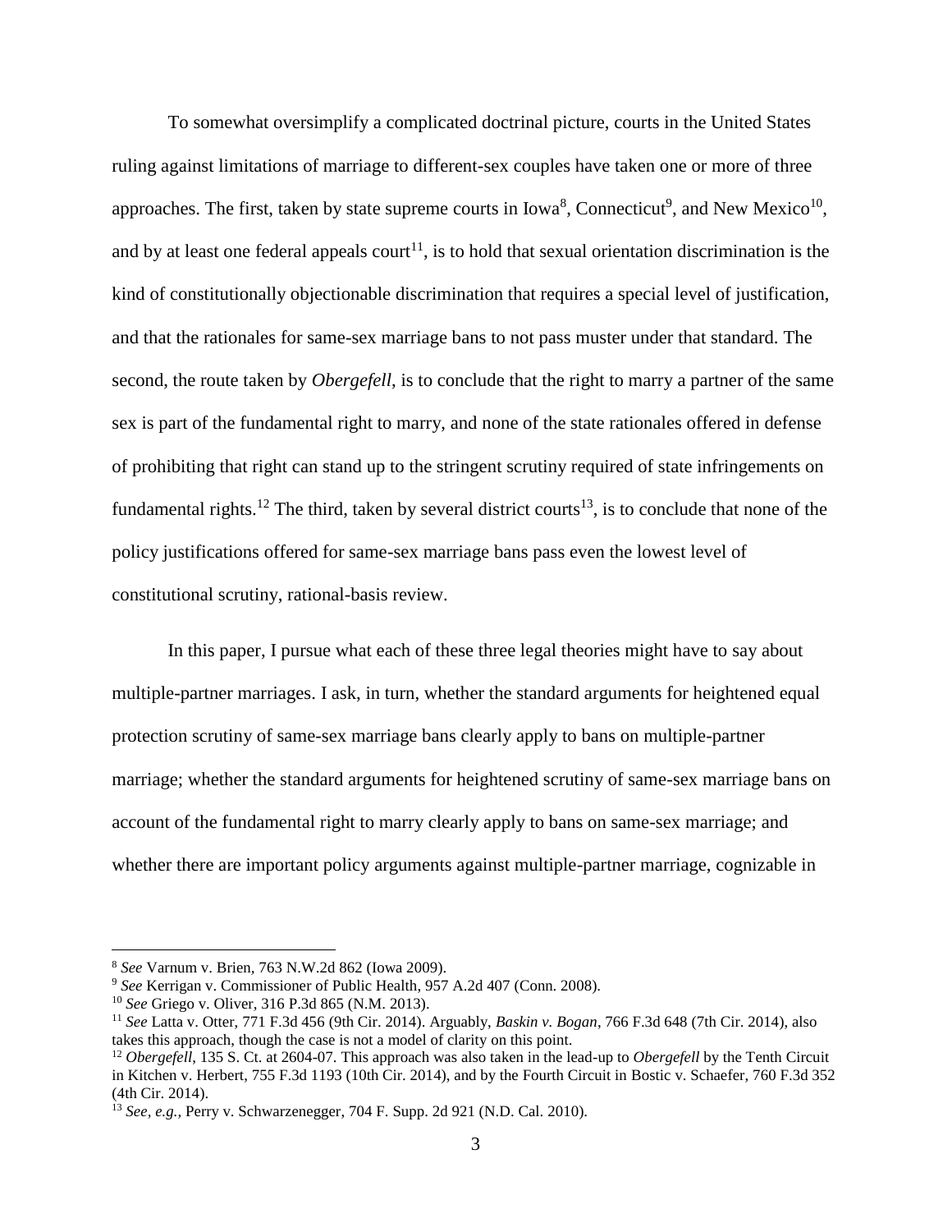To somewhat oversimplify a complicated doctrinal picture, courts in the United States ruling against limitations of marriage to different-sex couples have taken one or more of three approaches. The first, taken by state supreme courts in Iowa[8], Connecticut[9], and New Mexico[10], and by at least one federal appeals court[11], is to hold that sexual orientation discrimination is the kind of constitutionally objectionable discrimination that requires a special level of justification, and that the rationales for same-sex marriage bans to not pass muster under that standard. The second, the route taken by *Obergefell*, is to conclude that the right to marry a partner of the same sex is part of the fundamental right to marry, and none of the state rationales offered in defense of prohibiting that right can stand up to the stringent scrutiny required of state infringements on fundamental rights.[12] The third, taken by several district courts[13], is to conclude that none of the policy justifications offered for same-sex marriage bans pass even the lowest level of constitutional scrutiny, rational-basis review.

In this paper, I pursue what each of these three legal theories might have to say about multiple-partner marriages. I ask, in turn, whether the standard arguments for heightened equal protection scrutiny of same-sex marriage bans clearly apply to bans on multiple-partner marriage; whether the standard arguments for heightened scrutiny of same-sex marriage bans on account of the fundamental right to marry clearly apply to bans on same-sex marriage; and whether there are important policy arguments against multiple-partner marriage, cognizable in

---

[8] *See* Varnum v. Brien, 763 N.W.2d 862 (Iowa 2009).

[9] *See* Kerrigan v. Commissioner of Public Health, 957 A.2d 407 (Conn. 2008).

[10] *See* Griego v. Oliver, 316 P.3d 865 (N.M. 2013).

[11] *See* Latta v. Otter, 771 F.3d 456 (9th Cir. 2014). Arguably, *Baskin v. Bogan*, 766 F.3d 648 (7th Cir. 2014), also takes this approach, though the case is not a model of clarity on this point.

[12] *Obergefell*, 135 S. Ct. at 2604-07. This approach was also taken in the lead-up to *Obergefell* by the Tenth Circuit in Kitchen v. Herbert, 755 F.3d 1193 (10th Cir. 2014), and by the Fourth Circuit in Bostic v. Schaefer, 760 F.3d 352 (4th Cir. 2014).

[13] *See, e.g.,* Perry v. Schwarzenegger, 704 F. Supp. 2d 921 (N.D. Cal. 2010).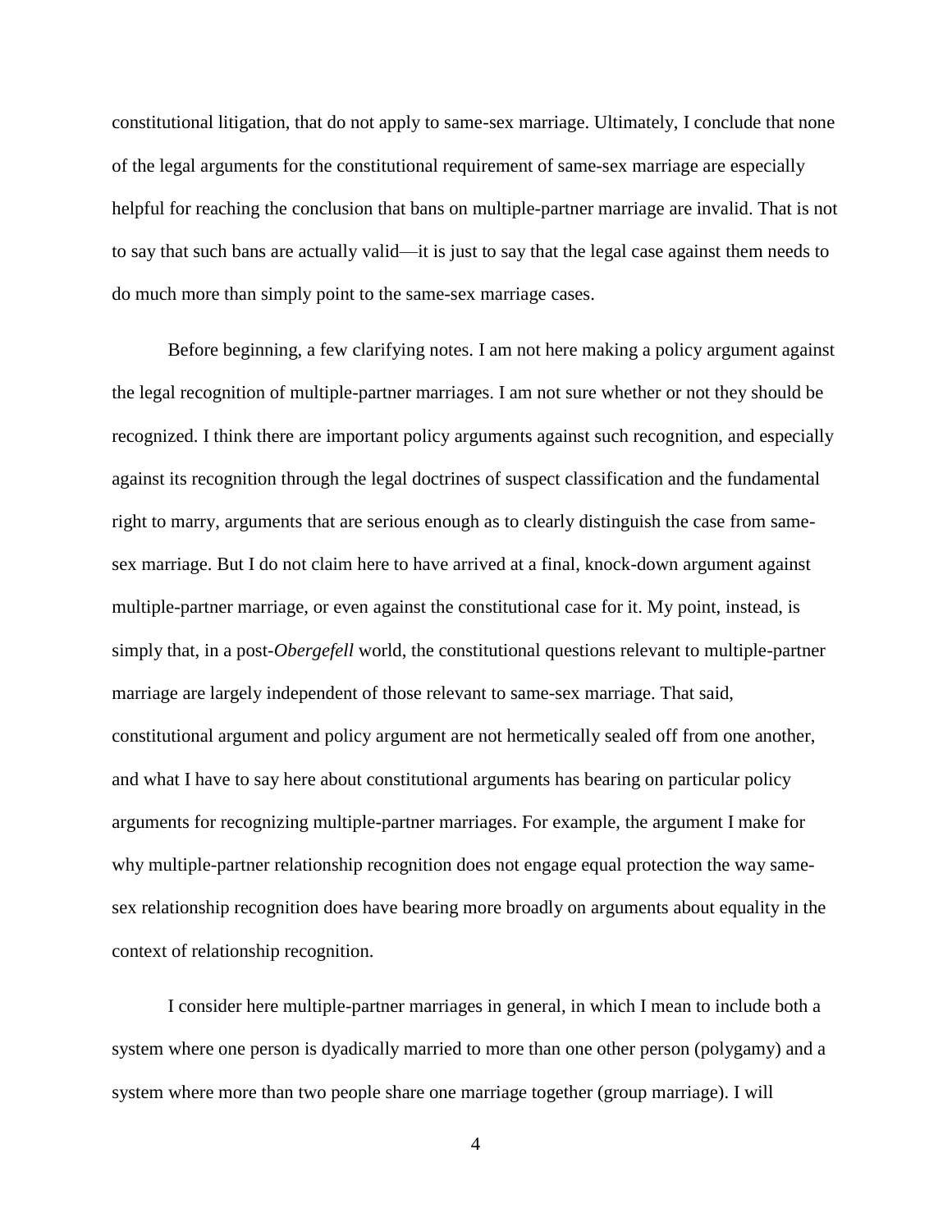constitutional litigation, that do not apply to same-sex marriage. Ultimately, I conclude that none of the legal arguments for the constitutional requirement of same-sex marriage are especially helpful for reaching the conclusion that bans on multiple-partner marriage are invalid. That is not to say that such bans are actually valid—it is just to say that the legal case against them needs to do much more than simply point to the same-sex marriage cases.

Before beginning, a few clarifying notes. I am not here making a policy argument against the legal recognition of multiple-partner marriages. I am not sure whether or not they should be recognized. I think there are important policy arguments against such recognition, and especially against its recognition through the legal doctrines of suspect classification and the fundamental right to marry, arguments that are serious enough as to clearly distinguish the case from same-sex marriage. But I do not claim here to have arrived at a final, knock-down argument against multiple-partner marriage, or even against the constitutional case for it. My point, instead, is simply that, in a post-*Obergefell* world, the constitutional questions relevant to multiple-partner marriage are largely independent of those relevant to same-sex marriage. That said, constitutional argument and policy argument are not hermetically sealed off from one another, and what I have to say here about constitutional arguments has bearing on particular policy arguments for recognizing multiple-partner marriages. For example, the argument I make for why multiple-partner relationship recognition does not engage equal protection the way same-sex relationship recognition does have bearing more broadly on arguments about equality in the context of relationship recognition.

I consider here multiple-partner marriages in general, in which I mean to include both a system where one person is dyadically married to more than one other person (polygamy) and a system where more than two people share one marriage together (group marriage). I will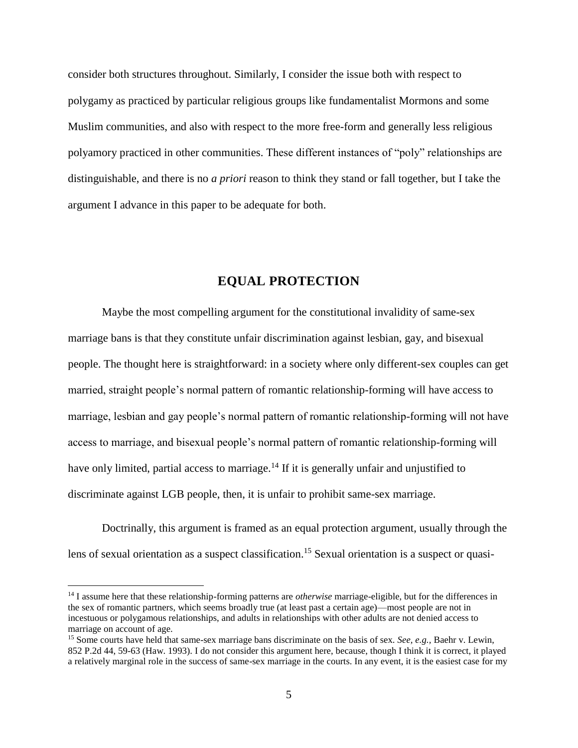consider both structures throughout. Similarly, I consider the issue both with respect to polygamy as practiced by particular religious groups like fundamentalist Mormons and some Muslim communities, and also with respect to the more free-form and generally less religious polyamory practiced in other communities. These different instances of "poly" relationships are distinguishable, and there is no *a priori* reason to think they stand or fall together, but I take the argument I advance in this paper to be adequate for both.

## EQUAL PROTECTION

Maybe the most compelling argument for the constitutional invalidity of same-sex marriage bans is that they constitute unfair discrimination against lesbian, gay, and bisexual people. The thought here is straightforward: in a society where only different-sex couples can get married, straight people's normal pattern of romantic relationship-forming will have access to marriage, lesbian and gay people's normal pattern of romantic relationship-forming will not have access to marriage, and bisexual people's normal pattern of romantic relationship-forming will have only limited, partial access to marriage.[14] If it is generally unfair and unjustified to discriminate against LGB people, then, it is unfair to prohibit same-sex marriage.

Doctrinally, this argument is framed as an equal protection argument, usually through the lens of sexual orientation as a suspect classification.[15] Sexual orientation is a suspect or quasi-

---

[14] I assume here that these relationship-forming patterns are *otherwise* marriage-eligible, but for the differences in the sex of romantic partners, which seems broadly true (at least past a certain age)—most people are not in incestuous or polygamous relationships, and adults in relationships with other adults are not denied access to marriage on account of age.

[15] Some courts have held that same-sex marriage bans discriminate on the basis of sex. *See, e.g.,* Baehr v. Lewin, 852 P.2d 44, 59-63 (Haw. 1993). I do not consider this argument here, because, though I think it is correct, it played a relatively marginal role in the success of same-sex marriage in the courts. In any event, it is the easiest case for my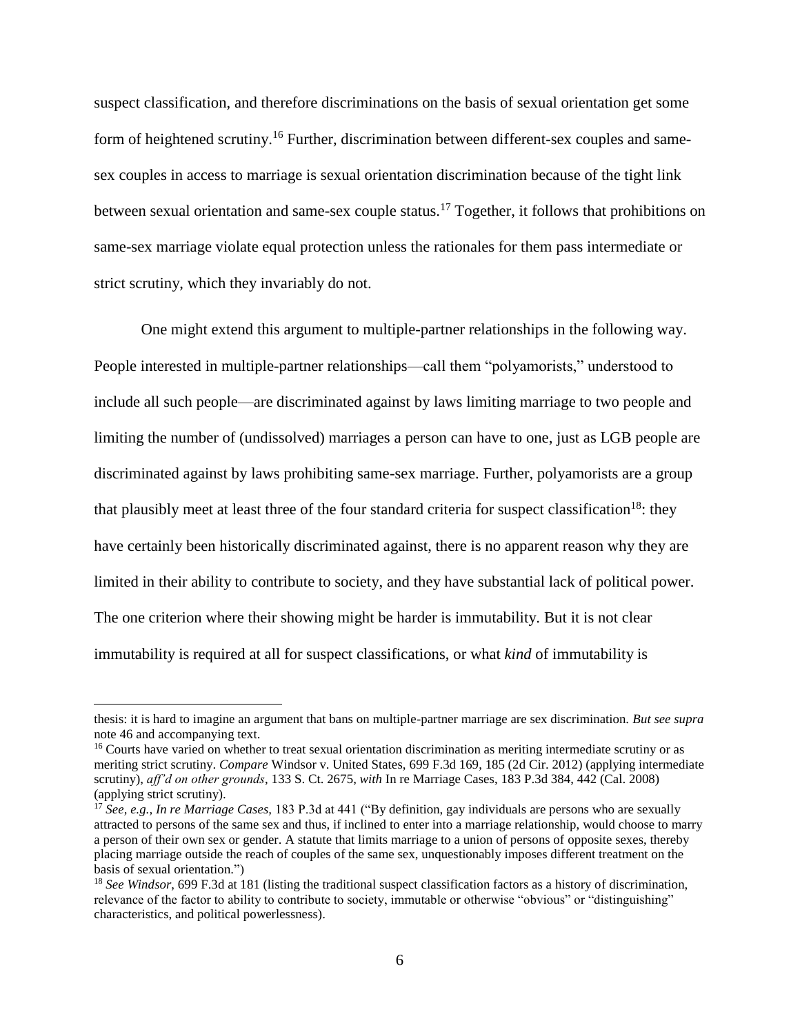suspect classification, and therefore discriminations on the basis of sexual orientation get some form of heightened scrutiny.[16] Further, discrimination between different-sex couples and same-sex couples in access to marriage is sexual orientation discrimination because of the tight link between sexual orientation and same-sex couple status.[17] Together, it follows that prohibitions on same-sex marriage violate equal protection unless the rationales for them pass intermediate or strict scrutiny, which they invariably do not.

One might extend this argument to multiple-partner relationships in the following way. People interested in multiple-partner relationships—call them "polyamorists," understood to include all such people—are discriminated against by laws limiting marriage to two people and limiting the number of (undissolved) marriages a person can have to one, just as LGB people are discriminated against by laws prohibiting same-sex marriage. Further, polyamorists are a group that plausibly meet at least three of the four standard criteria for suspect classification[18]: they have certainly been historically discriminated against, there is no apparent reason why they are limited in their ability to contribute to society, and they have substantial lack of political power. The one criterion where their showing might be harder is immutability. But it is not clear immutability is required at all for suspect classifications, or what *kind* of immutability is

---

thesis: it is hard to imagine an argument that bans on multiple-partner marriage are sex discrimination. *But see supra* note 46 and accompanying text.

[16] Courts have varied on whether to treat sexual orientation discrimination as meriting intermediate scrutiny or as meriting strict scrutiny. *Compare* Windsor v. United States, 699 F.3d 169, 185 (2d Cir. 2012) (applying intermediate scrutiny), *aff'd on other grounds*, 133 S. Ct. 2675, *with* In re Marriage Cases, 183 P.3d 384, 442 (Cal. 2008) (applying strict scrutiny).

[17] *See, e.g., In re Marriage Cases,* 183 P.3d at 441 ("By definition, gay individuals are persons who are sexually attracted to persons of the same sex and thus, if inclined to enter into a marriage relationship, would choose to marry a person of their own sex or gender. A statute that limits marriage to a union of persons of opposite sexes, thereby placing marriage outside the reach of couples of the same sex, unquestionably imposes different treatment on the basis of sexual orientation.")

[18] *See Windsor*, 699 F.3d at 181 (listing the traditional suspect classification factors as a history of discrimination, relevance of the factor to ability to contribute to society, immutable or otherwise "obvious" or "distinguishing" characteristics, and political powerlessness).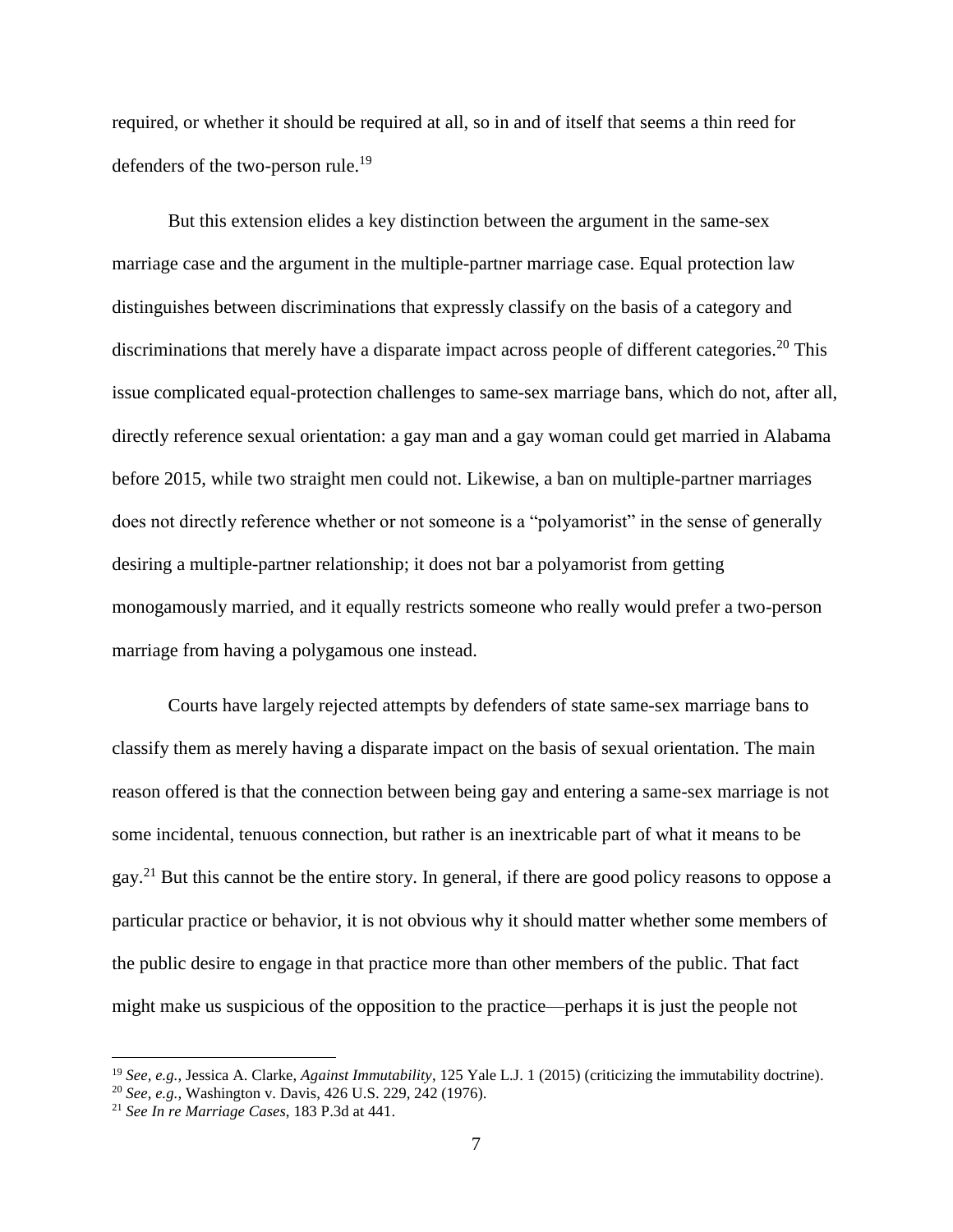required, or whether it should be required at all, so in and of itself that seems a thin reed for defenders of the two-person rule.[19]

But this extension elides a key distinction between the argument in the same-sex marriage case and the argument in the multiple-partner marriage case. Equal protection law distinguishes between discriminations that expressly classify on the basis of a category and discriminations that merely have a disparate impact across people of different categories.[20] This issue complicated equal-protection challenges to same-sex marriage bans, which do not, after all, directly reference sexual orientation: a gay man and a gay woman could get married in Alabama before 2015, while two straight men could not. Likewise, a ban on multiple-partner marriages does not directly reference whether or not someone is a "polyamorist" in the sense of generally desiring a multiple-partner relationship; it does not bar a polyamorist from getting monogamously married, and it equally restricts someone who really would prefer a two-person marriage from having a polygamous one instead.

Courts have largely rejected attempts by defenders of state same-sex marriage bans to classify them as merely having a disparate impact on the basis of sexual orientation. The main reason offered is that the connection between being gay and entering a same-sex marriage is not some incidental, tenuous connection, but rather is an inextricable part of what it means to be gay.[21] But this cannot be the entire story. In general, if there are good policy reasons to oppose a particular practice or behavior, it is not obvious why it should matter whether some members of the public desire to engage in that practice more than other members of the public. That fact might make us suspicious of the opposition to the practice—perhaps it is just the people not

---

[19] *See, e.g.,* Jessica A. Clarke, *Against Immutability*, 125 Yale L.J. 1 (2015) (criticizing the immutability doctrine).

[20] *See, e.g.,* Washington v. Davis, 426 U.S. 229, 242 (1976).

[21] *See In re Marriage Cases*, 183 P.3d at 441.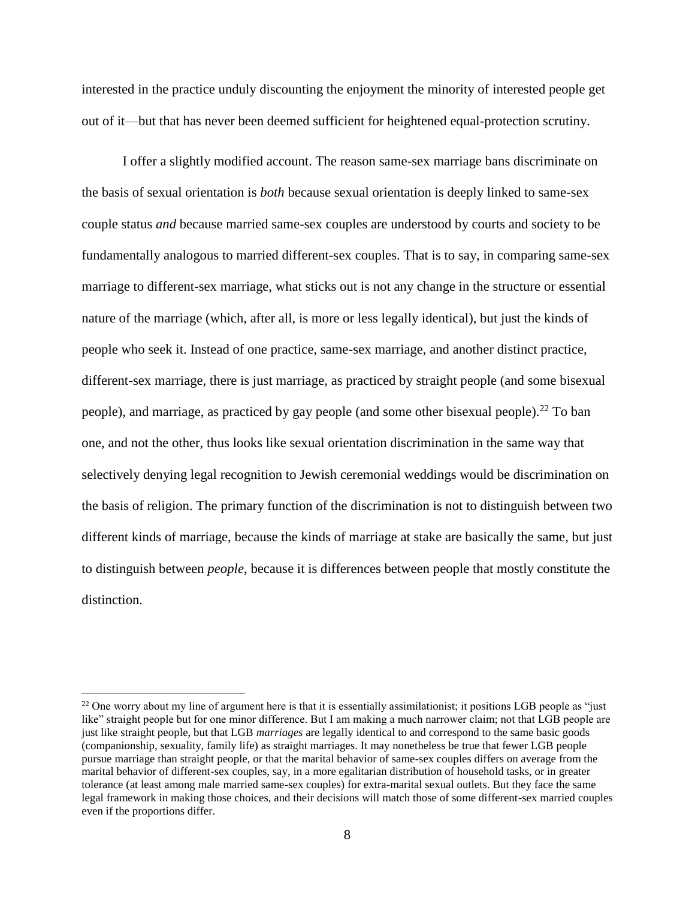interested in the practice unduly discounting the enjoyment the minority of interested people get out of it—but that has never been deemed sufficient for heightened equal-protection scrutiny.

I offer a slightly modified account. The reason same-sex marriage bans discriminate on the basis of sexual orientation is *both* because sexual orientation is deeply linked to same-sex couple status *and* because married same-sex couples are understood by courts and society to be fundamentally analogous to married different-sex couples. That is to say, in comparing same-sex marriage to different-sex marriage, what sticks out is not any change in the structure or essential nature of the marriage (which, after all, is more or less legally identical), but just the kinds of people who seek it. Instead of one practice, same-sex marriage, and another distinct practice, different-sex marriage, there is just marriage, as practiced by straight people (and some bisexual people), and marriage, as practiced by gay people (and some other bisexual people).[22] To ban one, and not the other, thus looks like sexual orientation discrimination in the same way that selectively denying legal recognition to Jewish ceremonial weddings would be discrimination on the basis of religion. The primary function of the discrimination is not to distinguish between two different kinds of marriage, because the kinds of marriage at stake are basically the same, but just to distinguish between *people*, because it is differences between people that mostly constitute the distinction.

[22] One worry about my line of argument here is that it is essentially assimilationist; it positions LGB people as "just like" straight people but for one minor difference. But I am making a much narrower claim; not that LGB people are just like straight people, but that LGB *marriages* are legally identical to and correspond to the same basic goods (companionship, sexuality, family life) as straight marriages. It may nonetheless be true that fewer LGB people pursue marriage than straight people, or that the marital behavior of same-sex couples differs on average from the marital behavior of different-sex couples, say, in a more egalitarian distribution of household tasks, or in greater tolerance (at least among male married same-sex couples) for extra-marital sexual outlets. But they face the same legal framework in making those choices, and their decisions will match those of some different-sex married couples even if the proportions differ.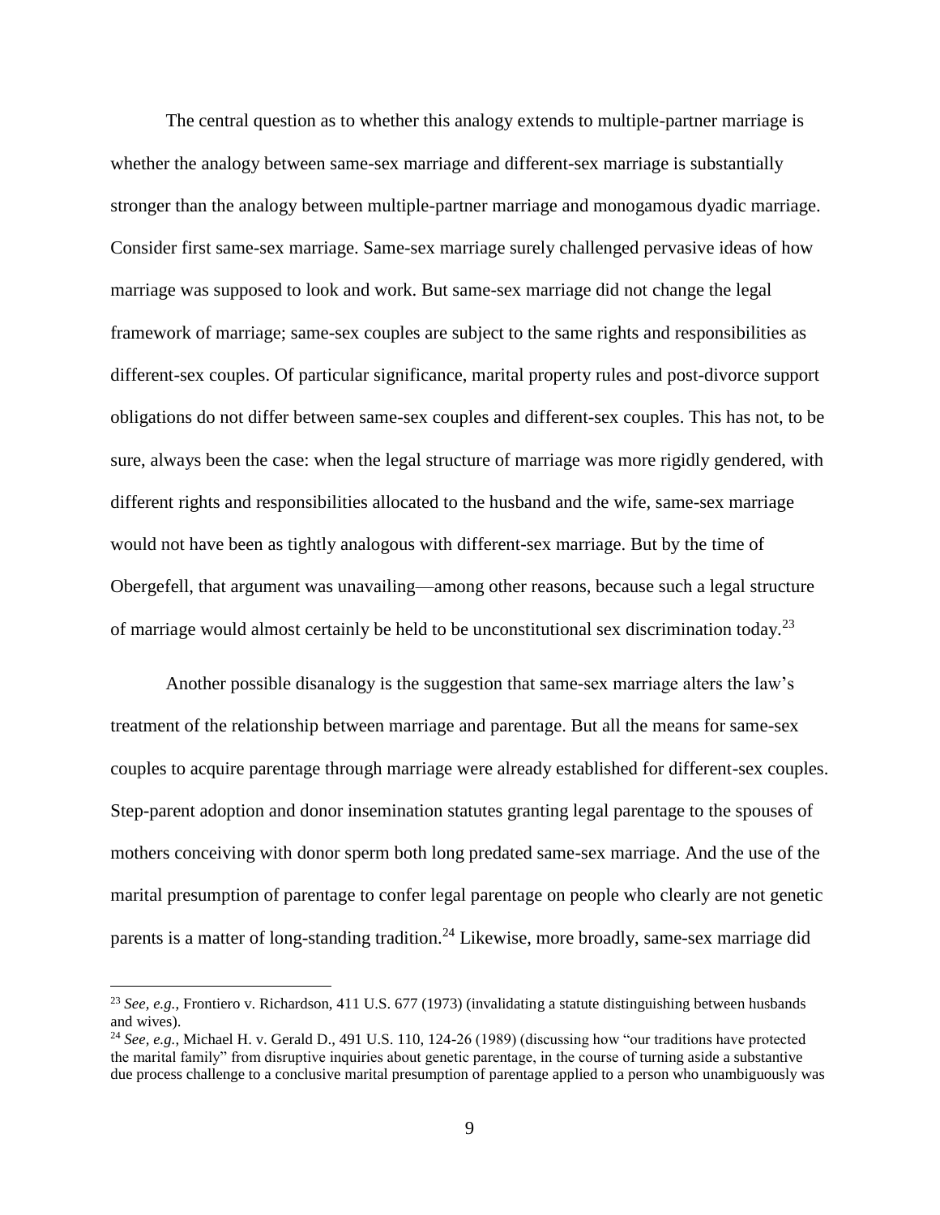The central question as to whether this analogy extends to multiple-partner marriage is whether the analogy between same-sex marriage and different-sex marriage is substantially stronger than the analogy between multiple-partner marriage and monogamous dyadic marriage. Consider first same-sex marriage. Same-sex marriage surely challenged pervasive ideas of how marriage was supposed to look and work. But same-sex marriage did not change the legal framework of marriage; same-sex couples are subject to the same rights and responsibilities as different-sex couples. Of particular significance, marital property rules and post-divorce support obligations do not differ between same-sex couples and different-sex couples. This has not, to be sure, always been the case: when the legal structure of marriage was more rigidly gendered, with different rights and responsibilities allocated to the husband and the wife, same-sex marriage would not have been as tightly analogous with different-sex marriage. But by the time of Obergefell, that argument was unavailing—among other reasons, because such a legal structure of marriage would almost certainly be held to be unconstitutional sex discrimination today.[23]

Another possible disanalogy is the suggestion that same-sex marriage alters the law's treatment of the relationship between marriage and parentage. But all the means for same-sex couples to acquire parentage through marriage were already established for different-sex couples. Step-parent adoption and donor insemination statutes granting legal parentage to the spouses of mothers conceiving with donor sperm both long predated same-sex marriage. And the use of the marital presumption of parentage to confer legal parentage on people who clearly are not genetic parents is a matter of long-standing tradition.[24] Likewise, more broadly, same-sex marriage did

---

[23] *See, e.g.*, Frontiero v. Richardson, 411 U.S. 677 (1973) (invalidating a statute distinguishing between husbands and wives).

[24] *See, e.g.*, Michael H. v. Gerald D., 491 U.S. 110, 124-26 (1989) (discussing how "our traditions have protected the marital family" from disruptive inquiries about genetic parentage, in the course of turning aside a substantive due process challenge to a conclusive marital presumption of parentage applied to a person who unambiguously was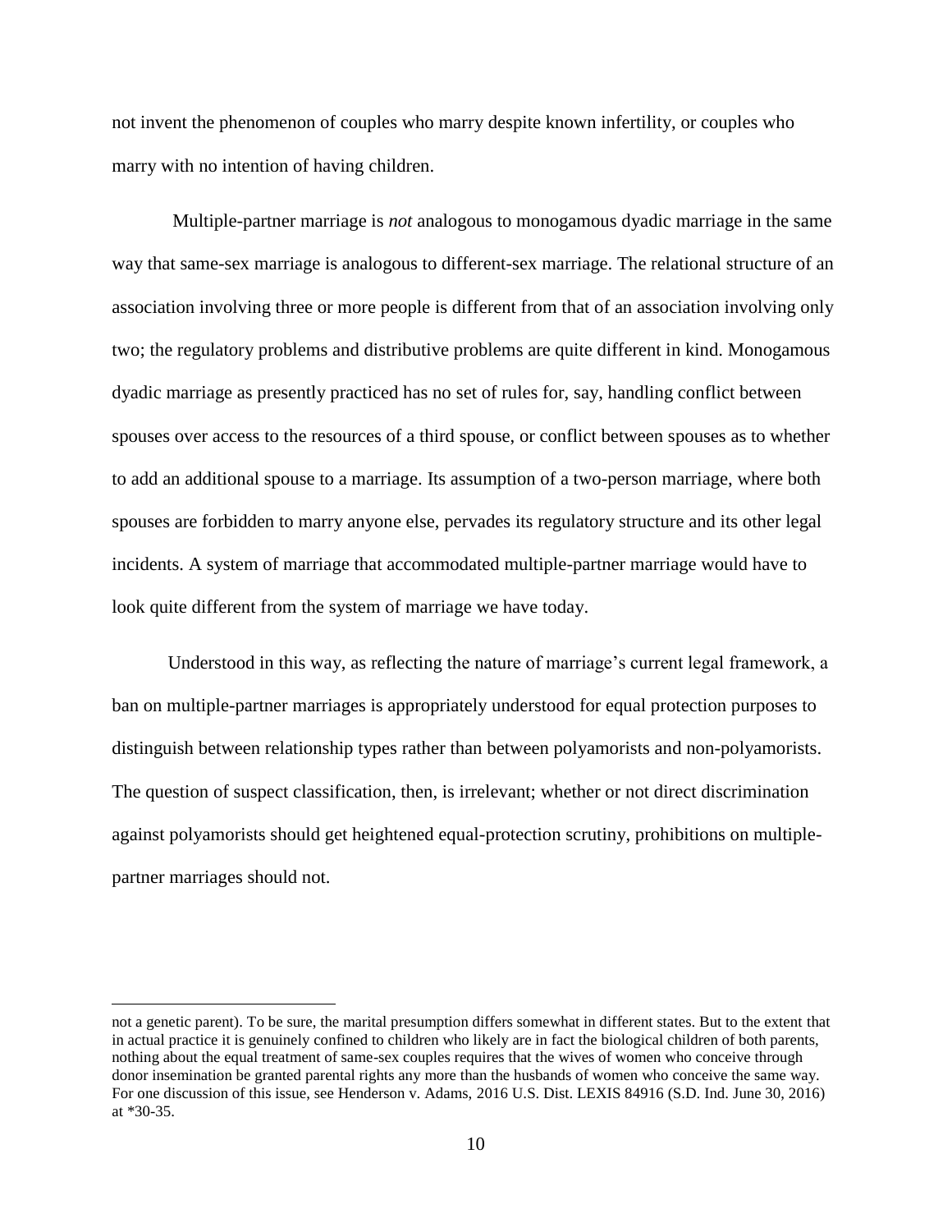not invent the phenomenon of couples who marry despite known infertility, or couples who marry with no intention of having children.

Multiple-partner marriage is *not* analogous to monogamous dyadic marriage in the same way that same-sex marriage is analogous to different-sex marriage. The relational structure of an association involving three or more people is different from that of an association involving only two; the regulatory problems and distributive problems are quite different in kind. Monogamous dyadic marriage as presently practiced has no set of rules for, say, handling conflict between spouses over access to the resources of a third spouse, or conflict between spouses as to whether to add an additional spouse to a marriage. Its assumption of a two-person marriage, where both spouses are forbidden to marry anyone else, pervades its regulatory structure and its other legal incidents. A system of marriage that accommodated multiple-partner marriage would have to look quite different from the system of marriage we have today.

Understood in this way, as reflecting the nature of marriage's current legal framework, a ban on multiple-partner marriages is appropriately understood for equal protection purposes to distinguish between relationship types rather than between polyamorists and non-polyamorists. The question of suspect classification, then, is irrelevant; whether or not direct discrimination against polyamorists should get heightened equal-protection scrutiny, prohibitions on multiple-partner marriages should not.

---

not a genetic parent). To be sure, the marital presumption differs somewhat in different states. But to the extent that in actual practice it is genuinely confined to children who likely are in fact the biological children of both parents, nothing about the equal treatment of same-sex couples requires that the wives of women who conceive through donor insemination be granted parental rights any more than the husbands of women who conceive the same way. For one discussion of this issue, see Henderson v. Adams, 2016 U.S. Dist. LEXIS 84916 (S.D. Ind. June 30, 2016) at *30-35.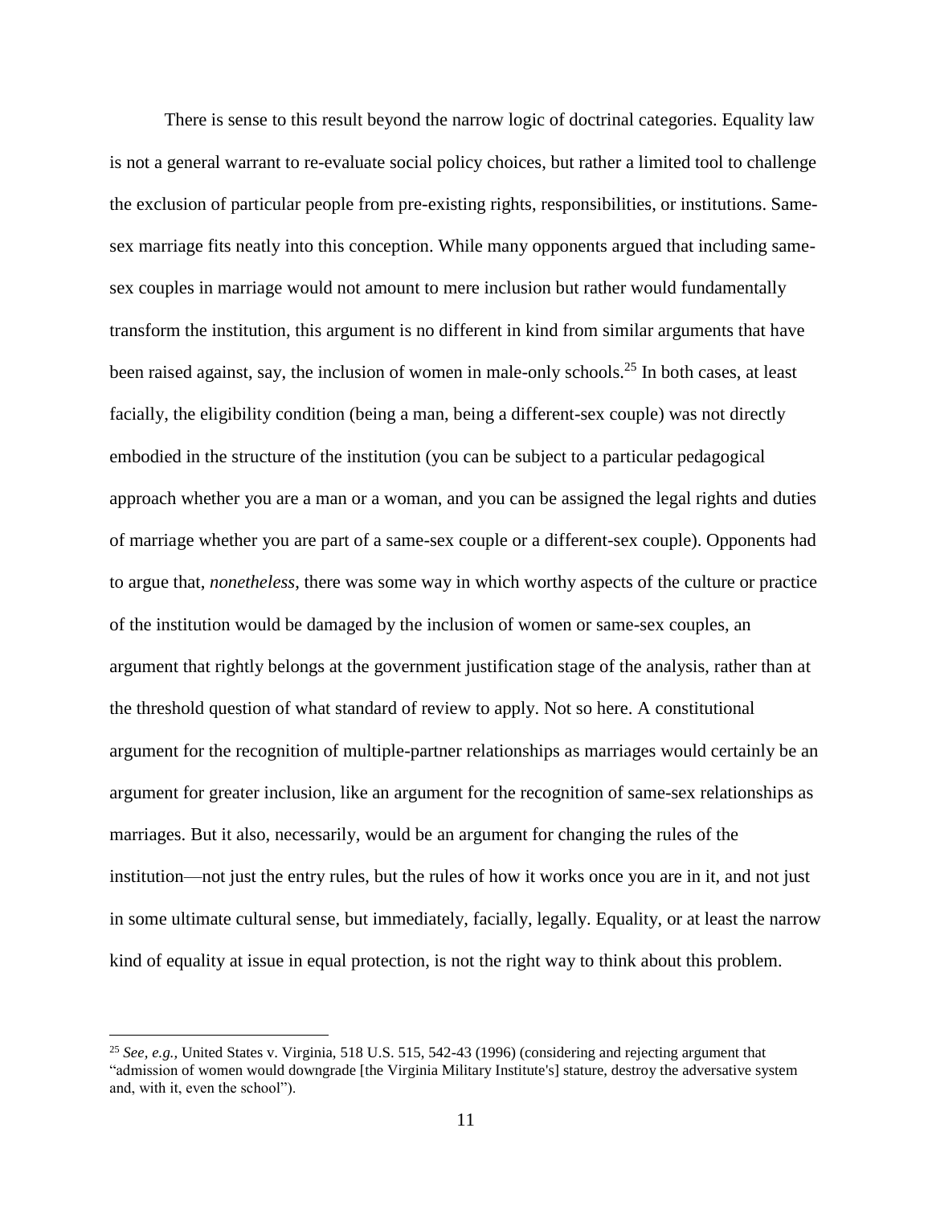There is sense to this result beyond the narrow logic of doctrinal categories. Equality law is not a general warrant to re-evaluate social policy choices, but rather a limited tool to challenge the exclusion of particular people from pre-existing rights, responsibilities, or institutions. Same-sex marriage fits neatly into this conception. While many opponents argued that including same-sex couples in marriage would not amount to mere inclusion but rather would fundamentally transform the institution, this argument is no different in kind from similar arguments that have been raised against, say, the inclusion of women in male-only schools.[25] In both cases, at least facially, the eligibility condition (being a man, being a different-sex couple) was not directly embodied in the structure of the institution (you can be subject to a particular pedagogical approach whether you are a man or a woman, and you can be assigned the legal rights and duties of marriage whether you are part of a same-sex couple or a different-sex couple). Opponents had to argue that, *nonetheless*, there was some way in which worthy aspects of the culture or practice of the institution would be damaged by the inclusion of women or same-sex couples, an argument that rightly belongs at the government justification stage of the analysis, rather than at the threshold question of what standard of review to apply. Not so here. A constitutional argument for the recognition of multiple-partner relationships as marriages would certainly be an argument for greater inclusion, like an argument for the recognition of same-sex relationships as marriages. But it also, necessarily, would be an argument for changing the rules of the institution—not just the entry rules, but the rules of how it works once you are in it, and not just in some ultimate cultural sense, but immediately, facially, legally. Equality, or at least the narrow kind of equality at issue in equal protection, is not the right way to think about this problem.

[25] *See, e.g.,* United States v. Virginia, 518 U.S. 515, 542-43 (1996) (considering and rejecting argument that "admission of women would downgrade [the Virginia Military Institute's] stature, destroy the adversative system and, with it, even the school").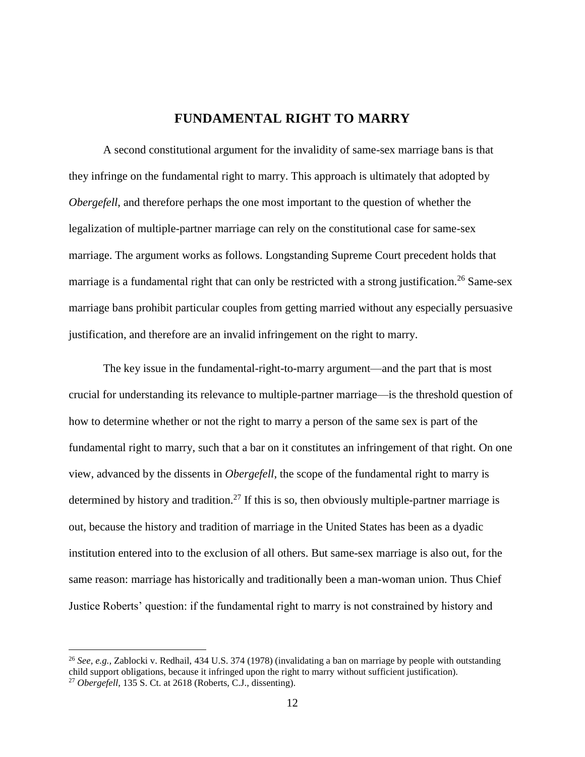## FUNDAMENTAL RIGHT TO MARRY

A second constitutional argument for the invalidity of same-sex marriage bans is that they infringe on the fundamental right to marry. This approach is ultimately that adopted by *Obergefell*, and therefore perhaps the one most important to the question of whether the legalization of multiple-partner marriage can rely on the constitutional case for same-sex marriage. The argument works as follows. Longstanding Supreme Court precedent holds that marriage is a fundamental right that can only be restricted with a strong justification.[26] Same-sex marriage bans prohibit particular couples from getting married without any especially persuasive justification, and therefore are an invalid infringement on the right to marry.

The key issue in the fundamental-right-to-marry argument—and the part that is most crucial for understanding its relevance to multiple-partner marriage—is the threshold question of how to determine whether or not the right to marry a person of the same sex is part of the fundamental right to marry, such that a bar on it constitutes an infringement of that right. On one view, advanced by the dissents in *Obergefell*, the scope of the fundamental right to marry is determined by history and tradition.[27] If this is so, then obviously multiple-partner marriage is out, because the history and tradition of marriage in the United States has been as a dyadic institution entered into to the exclusion of all others. But same-sex marriage is also out, for the same reason: marriage has historically and traditionally been a man-woman union. Thus Chief Justice Roberts' question: if the fundamental right to marry is not constrained by history and

---

[26] *See, e.g.,* Zablocki v. Redhail, 434 U.S. 374 (1978) (invalidating a ban on marriage by people with outstanding child support obligations, because it infringed upon the right to marry without sufficient justification).

[27] *Obergefell*, 135 S. Ct. at 2618 (Roberts, C.J., dissenting).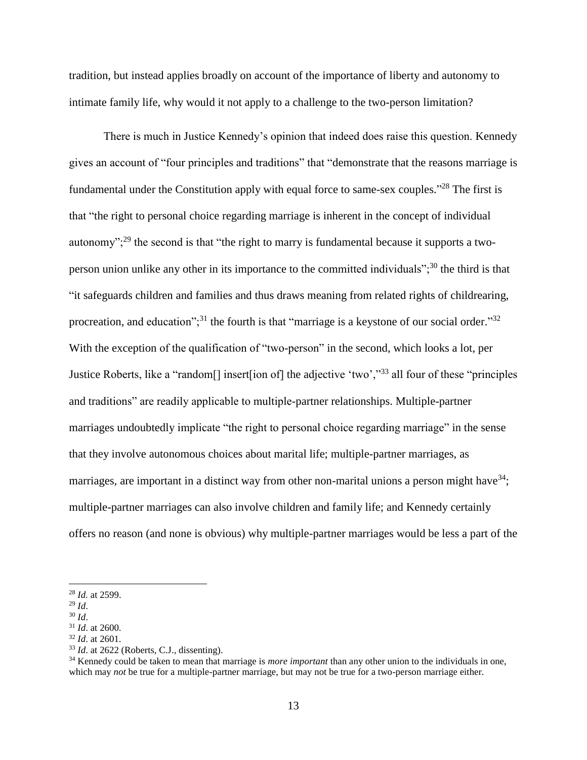tradition, but instead applies broadly on account of the importance of liberty and autonomy to intimate family life, why would it not apply to a challenge to the two-person limitation?

There is much in Justice Kennedy's opinion that indeed does raise this question. Kennedy gives an account of "four principles and traditions" that "demonstrate that the reasons marriage is fundamental under the Constitution apply with equal force to same-sex couples."[28] The first is that "the right to personal choice regarding marriage is inherent in the concept of individual autonomy";[29] the second is that "the right to marry is fundamental because it supports a two-person union unlike any other in its importance to the committed individuals";[30] the third is that "it safeguards children and families and thus draws meaning from related rights of childrearing, procreation, and education";[31] the fourth is that "marriage is a keystone of our social order."[32] With the exception of the qualification of "two-person" in the second, which looks a lot, per Justice Roberts, like a "random[] insert[ion of] the adjective 'two'," [33] all four of these "principles and traditions" are readily applicable to multiple-partner relationships. Multiple-partner marriages undoubtedly implicate "the right to personal choice regarding marriage" in the sense that they involve autonomous choices about marital life; multiple-partner marriages, as marriages, are important in a distinct way from other non-marital unions a person might have[34]; multiple-partner marriages can also involve children and family life; and Kennedy certainly offers no reason (and none is obvious) why multiple-partner marriages would be less a part of the

[28] *Id.* at 2599.
[29] *Id*.
[30] *Id*.
[31] *Id*. at 2600.
[32] *Id*. at 2601.
[33] *Id*. at 2622 (Roberts, C.J., dissenting).
[34] Kennedy could be taken to mean that marriage is *more important* than any other union to the individuals in one, which may *not* be true for a multiple-partner marriage, but may not be true for a two-person marriage either.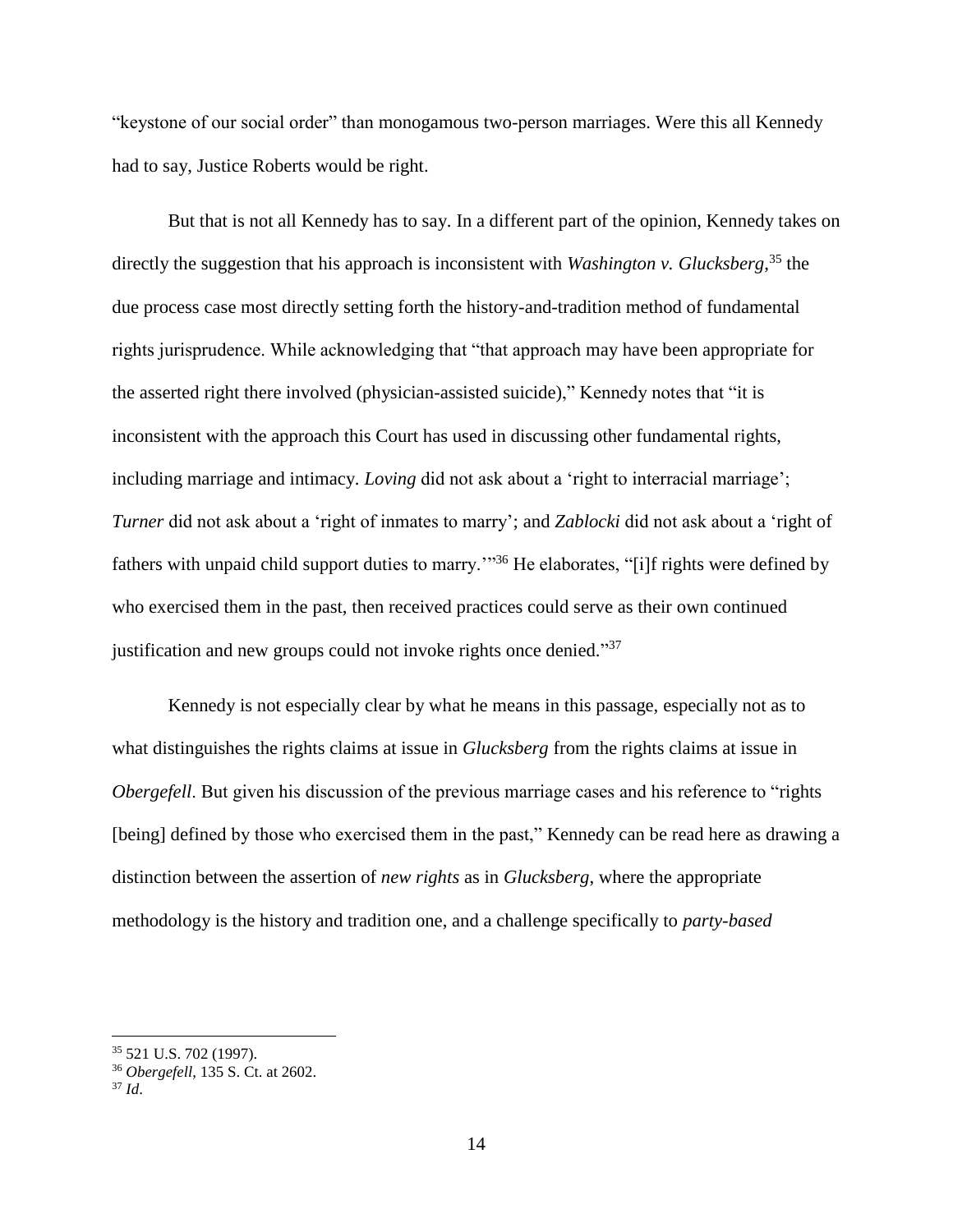"keystone of our social order" than monogamous two-person marriages. Were this all Kennedy had to say, Justice Roberts would be right.

But that is not all Kennedy has to say. In a different part of the opinion, Kennedy takes on directly the suggestion that his approach is inconsistent with *Washington v. Glucksberg*,[35] the due process case most directly setting forth the history-and-tradition method of fundamental rights jurisprudence. While acknowledging that "that approach may have been appropriate for the asserted right there involved (physician-assisted suicide)," Kennedy notes that "it is inconsistent with the approach this Court has used in discussing other fundamental rights, including marriage and intimacy. *Loving* did not ask about a 'right to interracial marriage'; *Turner* did not ask about a 'right of inmates to marry'; and *Zablocki* did not ask about a 'right of fathers with unpaid child support duties to marry.'"[36] He elaborates, "[i]f rights were defined by who exercised them in the past, then received practices could serve as their own continued justification and new groups could not invoke rights once denied."[37]

Kennedy is not especially clear by what he means in this passage, especially not as to what distinguishes the rights claims at issue in *Glucksberg* from the rights claims at issue in *Obergefell*. But given his discussion of the previous marriage cases and his reference to "rights [being] defined by those who exercised them in the past," Kennedy can be read here as drawing a distinction between the assertion of *new rights* as in *Glucksberg*, where the appropriate methodology is the history and tradition one, and a challenge specifically to *party-based*

---

[35] 521 U.S. 702 (1997).

[36] *Obergefell*, 135 S. Ct. at 2602.

[37] *Id*.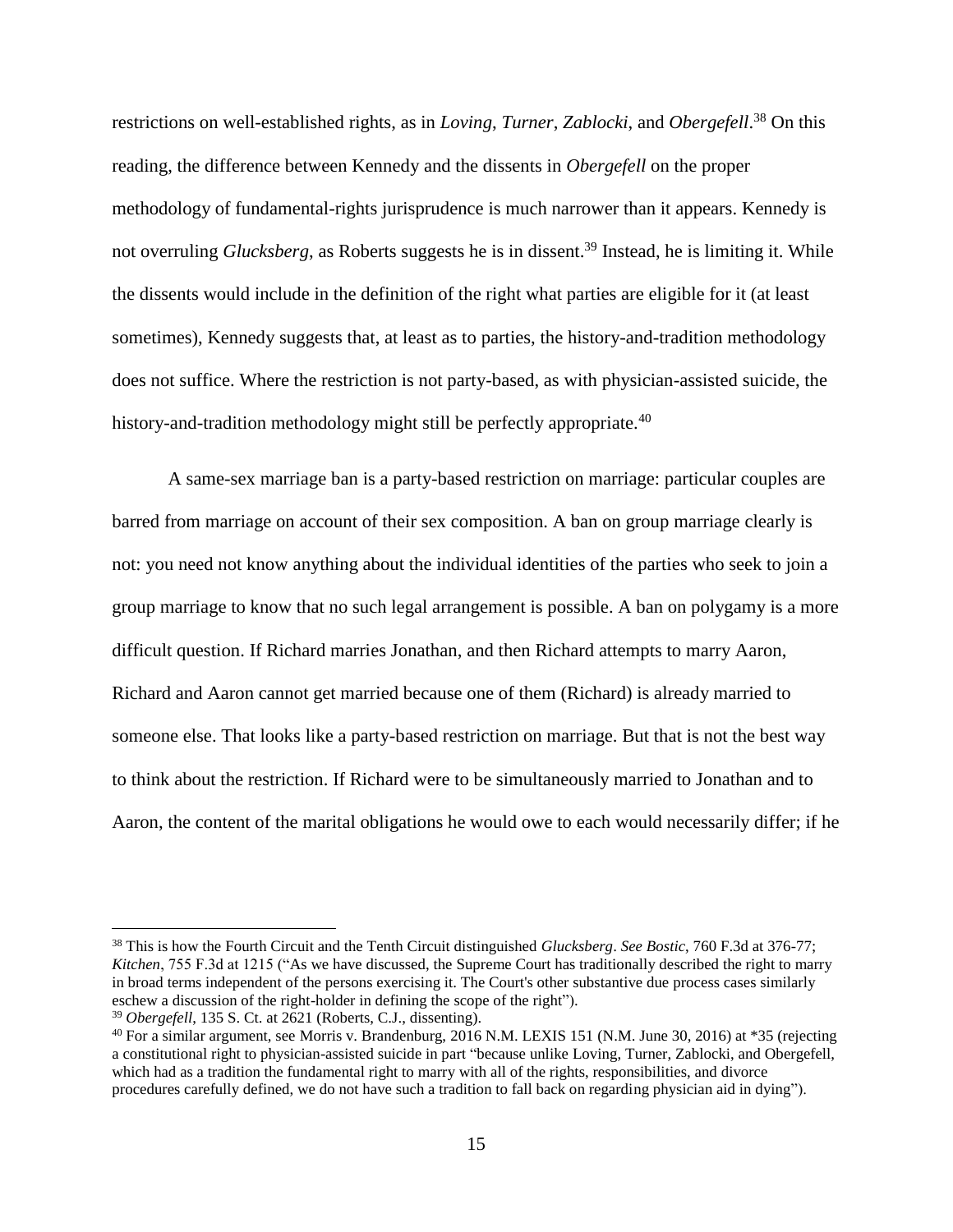restrictions on well-established rights, as in *Loving*, *Turner*, *Zablocki*, and *Obergefell*.[38] On this reading, the difference between Kennedy and the dissents in *Obergefell* on the proper methodology of fundamental-rights jurisprudence is much narrower than it appears. Kennedy is not overruling *Glucksberg*, as Roberts suggests he is in dissent.[39] Instead, he is limiting it. While the dissents would include in the definition of the right what parties are eligible for it (at least sometimes), Kennedy suggests that, at least as to parties, the history-and-tradition methodology does not suffice. Where the restriction is not party-based, as with physician-assisted suicide, the history-and-tradition methodology might still be perfectly appropriate.[40]

A same-sex marriage ban is a party-based restriction on marriage: particular couples are barred from marriage on account of their sex composition. A ban on group marriage clearly is not: you need not know anything about the individual identities of the parties who seek to join a group marriage to know that no such legal arrangement is possible. A ban on polygamy is a more difficult question. If Richard marries Jonathan, and then Richard attempts to marry Aaron, Richard and Aaron cannot get married because one of them (Richard) is already married to someone else. That looks like a party-based restriction on marriage. But that is not the best way to think about the restriction. If Richard were to be simultaneously married to Jonathan and to Aaron, the content of the marital obligations he would owe to each would necessarily differ; if he

---

[38] This is how the Fourth Circuit and the Tenth Circuit distinguished *Glucksberg*. *See Bostic*, 760 F.3d at 376-77; *Kitchen*, 755 F.3d at 1215 ("As we have discussed, the Supreme Court has traditionally described the right to marry in broad terms independent of the persons exercising it. The Court's other substantive due process cases similarly eschew a discussion of the right-holder in defining the scope of the right").

[39] *Obergefell*, 135 S. Ct. at 2621 (Roberts, C.J., dissenting).

[40] For a similar argument, see Morris v. Brandenburg, 2016 N.M. LEXIS 151 (N.M. June 30, 2016) at *35 (rejecting a constitutional right to physician-assisted suicide in part "because unlike Loving, Turner, Zablocki, and Obergefell, which had as a tradition the fundamental right to marry with all of the rights, responsibilities, and divorce procedures carefully defined, we do not have such a tradition to fall back on regarding physician aid in dying").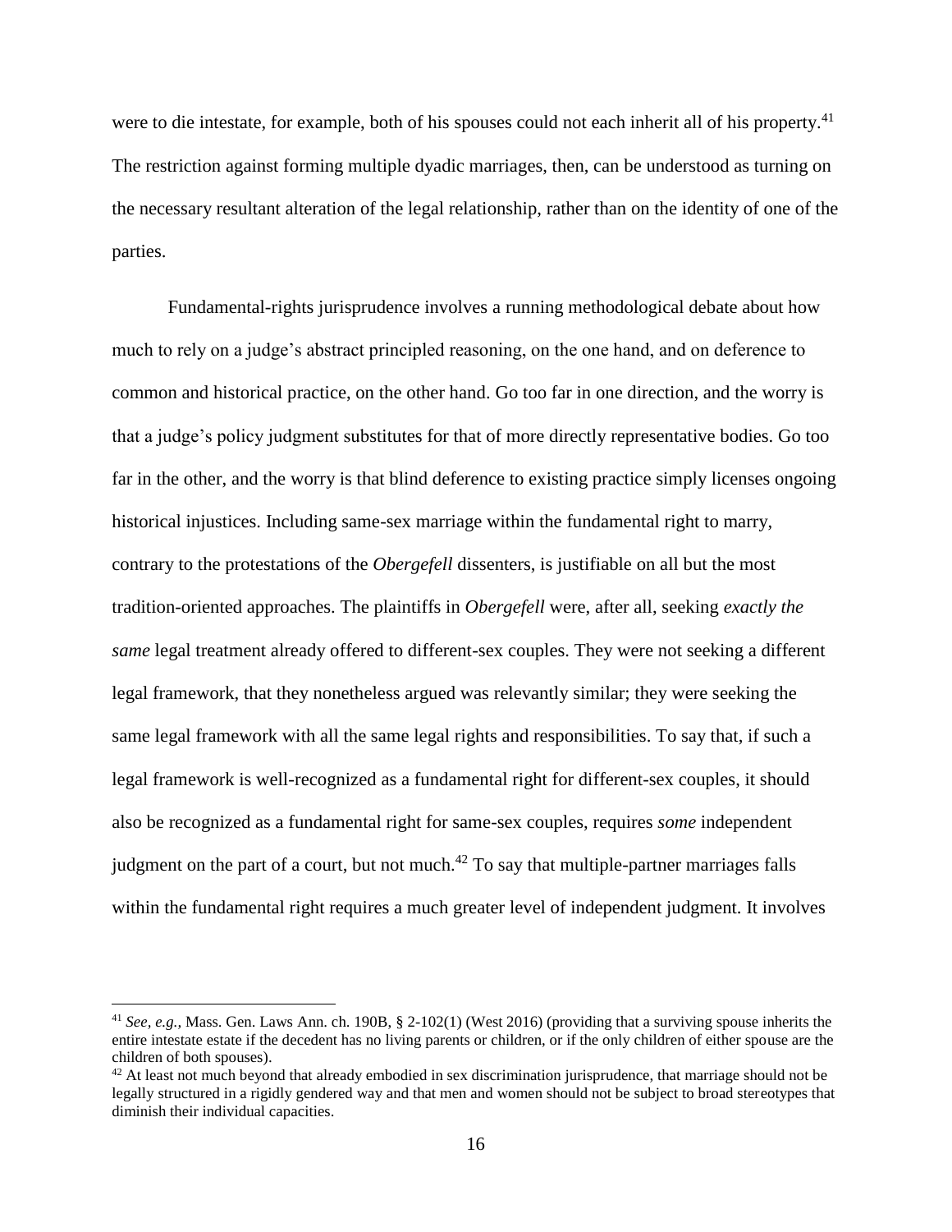were to die intestate, for example, both of his spouses could not each inherit all of his property.[41] The restriction against forming multiple dyadic marriages, then, can be understood as turning on the necessary resultant alteration of the legal relationship, rather than on the identity of one of the parties.

Fundamental-rights jurisprudence involves a running methodological debate about how much to rely on a judge's abstract principled reasoning, on the one hand, and on deference to common and historical practice, on the other hand. Go too far in one direction, and the worry is that a judge's policy judgment substitutes for that of more directly representative bodies. Go too far in the other, and the worry is that blind deference to existing practice simply licenses ongoing historical injustices. Including same-sex marriage within the fundamental right to marry, contrary to the protestations of the *Obergefell* dissenters, is justifiable on all but the most tradition-oriented approaches. The plaintiffs in *Obergefell* were, after all, seeking *exactly the same* legal treatment already offered to different-sex couples. They were not seeking a different legal framework, that they nonetheless argued was relevantly similar; they were seeking the same legal framework with all the same legal rights and responsibilities. To say that, if such a legal framework is well-recognized as a fundamental right for different-sex couples, it should also be recognized as a fundamental right for same-sex couples, requires *some* independent judgment on the part of a court, but not much.[42] To say that multiple-partner marriages falls within the fundamental right requires a much greater level of independent judgment. It involves

[41] *See, e.g.*, Mass. Gen. Laws Ann. ch. 190B, § 2-102(1) (West 2016) (providing that a surviving spouse inherits the entire intestate estate if the decedent has no living parents or children, or if the only children of either spouse are the children of both spouses).

[42] At least not much beyond that already embodied in sex discrimination jurisprudence, that marriage should not be legally structured in a rigidly gendered way and that men and women should not be subject to broad stereotypes that diminish their individual capacities.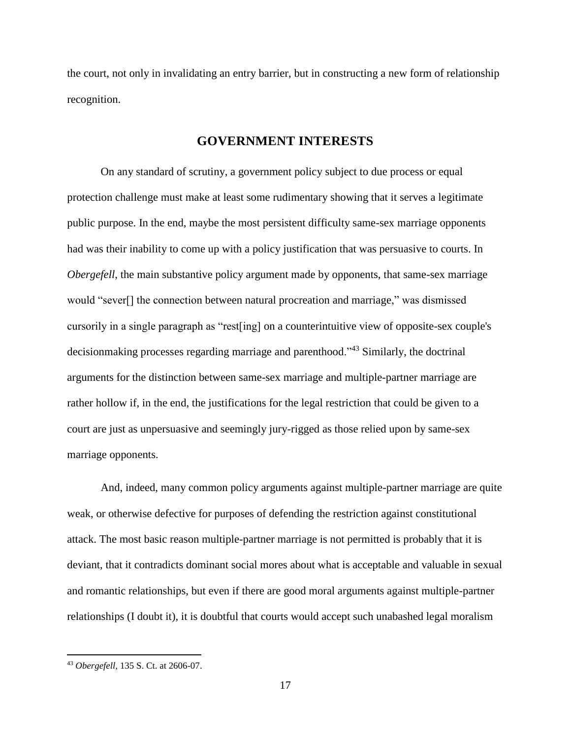the court, not only in invalidating an entry barrier, but in constructing a new form of relationship recognition.

## GOVERNMENT INTERESTS

On any standard of scrutiny, a government policy subject to due process or equal protection challenge must make at least some rudimentary showing that it serves a legitimate public purpose. In the end, maybe the most persistent difficulty same-sex marriage opponents had was their inability to come up with a policy justification that was persuasive to courts. In *Obergefell*, the main substantive policy argument made by opponents, that same-sex marriage would "sever[] the connection between natural procreation and marriage," was dismissed cursorily in a single paragraph as "rest[ing] on a counterintuitive view of opposite-sex couple's decisionmaking processes regarding marriage and parenthood."[43] Similarly, the doctrinal arguments for the distinction between same-sex marriage and multiple-partner marriage are rather hollow if, in the end, the justifications for the legal restriction that could be given to a court are just as unpersuasive and seemingly jury-rigged as those relied upon by same-sex marriage opponents.

And, indeed, many common policy arguments against multiple-partner marriage are quite weak, or otherwise defective for purposes of defending the restriction against constitutional attack. The most basic reason multiple-partner marriage is not permitted is probably that it is deviant, that it contradicts dominant social mores about what is acceptable and valuable in sexual and romantic relationships, but even if there are good moral arguments against multiple-partner relationships (I doubt it), it is doubtful that courts would accept such unabashed legal moralism

---

[43] *Obergefell*, 135 S. Ct. at 2606-07.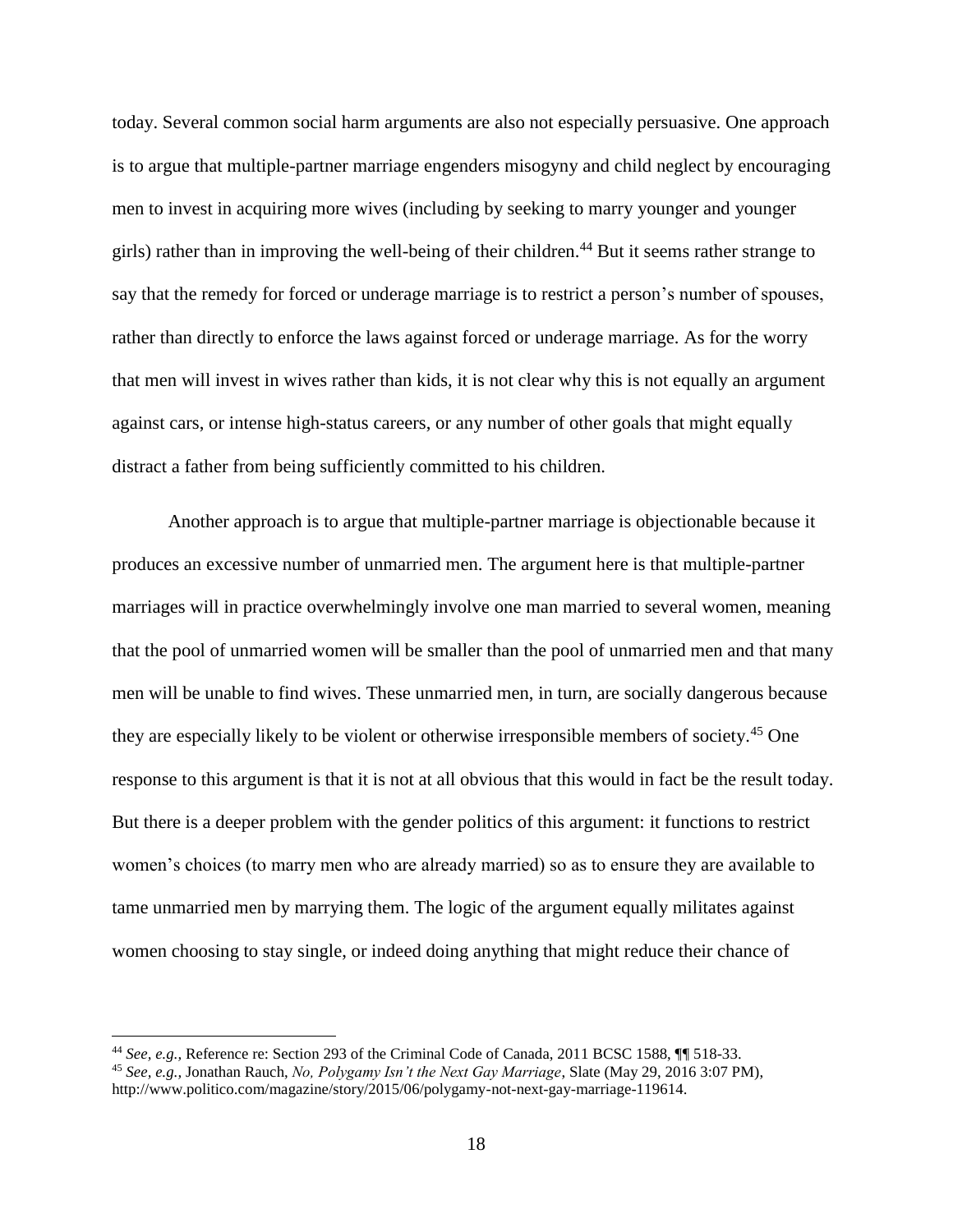today. Several common social harm arguments are also not especially persuasive. One approach is to argue that multiple-partner marriage engenders misogyny and child neglect by encouraging men to invest in acquiring more wives (including by seeking to marry younger and younger girls) rather than in improving the well-being of their children.[44] But it seems rather strange to say that the remedy for forced or underage marriage is to restrict a person's number of spouses, rather than directly to enforce the laws against forced or underage marriage. As for the worry that men will invest in wives rather than kids, it is not clear why this is not equally an argument against cars, or intense high-status careers, or any number of other goals that might equally distract a father from being sufficiently committed to his children.

Another approach is to argue that multiple-partner marriage is objectionable because it produces an excessive number of unmarried men. The argument here is that multiple-partner marriages will in practice overwhelmingly involve one man married to several women, meaning that the pool of unmarried women will be smaller than the pool of unmarried men and that many men will be unable to find wives. These unmarried men, in turn, are socially dangerous because they are especially likely to be violent or otherwise irresponsible members of society.[45] One response to this argument is that it is not at all obvious that this would in fact be the result today. But there is a deeper problem with the gender politics of this argument: it functions to restrict women's choices (to marry men who are already married) so as to ensure they are available to tame unmarried men by marrying them. The logic of the argument equally militates against women choosing to stay single, or indeed doing anything that might reduce their chance of

---

[44] *See, e.g.*, Reference re: Section 293 of the Criminal Code of Canada, 2011 BCSC 1588, ¶¶ 518-33.

[45] *See, e.g.*, Jonathan Rauch, *No, Polygamy Isn't the Next Gay Marriage*, Slate (May 29, 2016 3:07 PM), http://www.politico.com/magazine/story/2015/06/polygamy-not-next-gay-marriage-119614.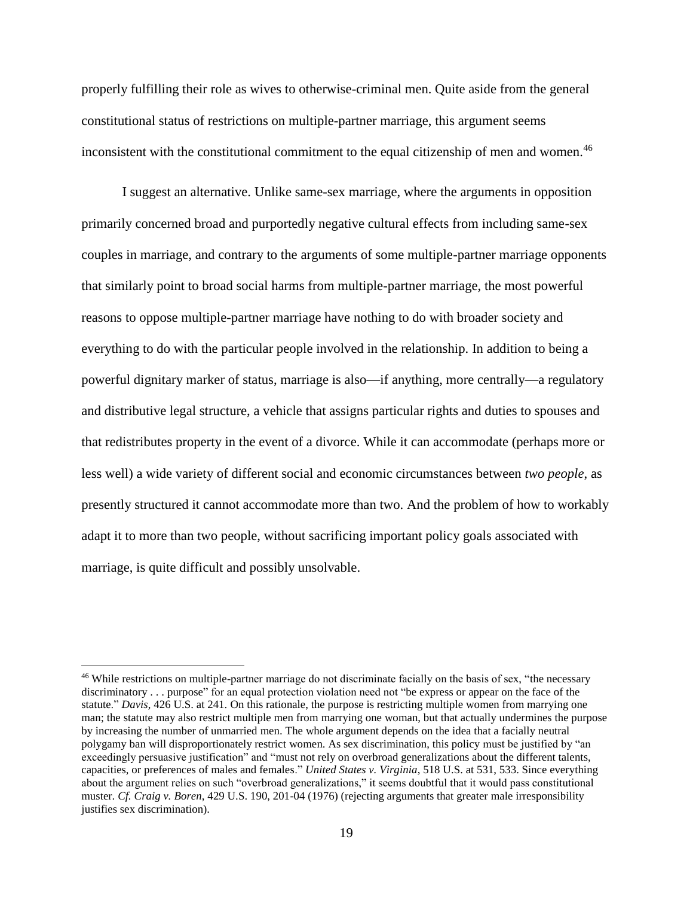properly fulfilling their role as wives to otherwise-criminal men. Quite aside from the general constitutional status of restrictions on multiple-partner marriage, this argument seems inconsistent with the constitutional commitment to the equal citizenship of men and women.[46]

I suggest an alternative. Unlike same-sex marriage, where the arguments in opposition primarily concerned broad and purportedly negative cultural effects from including same-sex couples in marriage, and contrary to the arguments of some multiple-partner marriage opponents that similarly point to broad social harms from multiple-partner marriage, the most powerful reasons to oppose multiple-partner marriage have nothing to do with broader society and everything to do with the particular people involved in the relationship. In addition to being a powerful dignitary marker of status, marriage is also—if anything, more centrally—a regulatory and distributive legal structure, a vehicle that assigns particular rights and duties to spouses and that redistributes property in the event of a divorce. While it can accommodate (perhaps more or less well) a wide variety of different social and economic circumstances between *two people*, as presently structured it cannot accommodate more than two. And the problem of how to workably adapt it to more than two people, without sacrificing important policy goals associated with marriage, is quite difficult and possibly unsolvable.

---

[46] While restrictions on multiple-partner marriage do not discriminate facially on the basis of sex, "the necessary discriminatory . . . purpose" for an equal protection violation need not "be express or appear on the face of the statute." *Davis*, 426 U.S. at 241. On this rationale, the purpose is restricting multiple women from marrying one man; the statute may also restrict multiple men from marrying one woman, but that actually undermines the purpose by increasing the number of unmarried men. The whole argument depends on the idea that a facially neutral polygamy ban will disproportionately restrict women. As sex discrimination, this policy must be justified by "an exceedingly persuasive justification" and "must not rely on overbroad generalizations about the different talents, capacities, or preferences of males and females." *United States v. Virginia*, 518 U.S. at 531, 533. Since everything about the argument relies on such "overbroad generalizations," it seems doubtful that it would pass constitutional muster. *Cf. Craig v. Boren*, 429 U.S. 190, 201-04 (1976) (rejecting arguments that greater male irresponsibility justifies sex discrimination).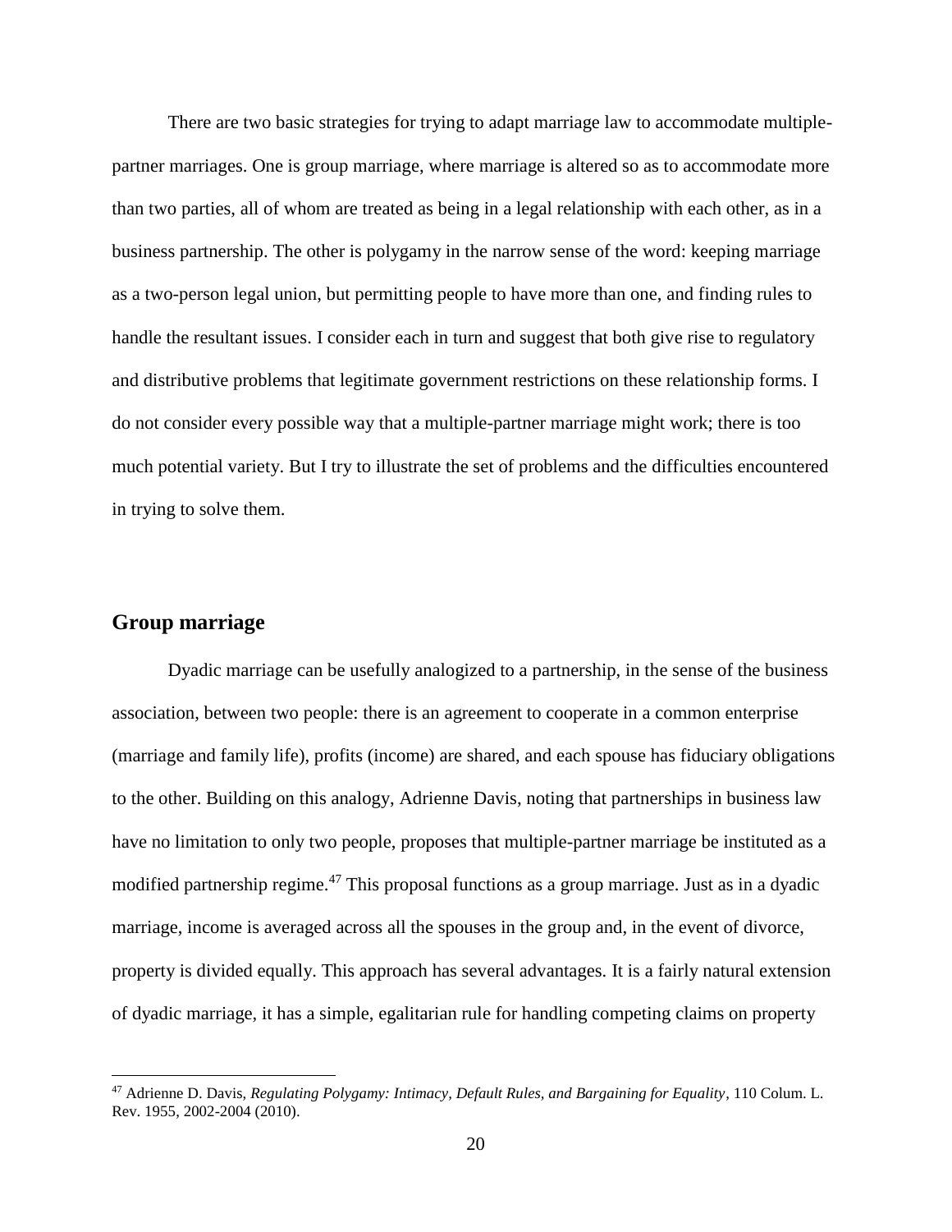There are two basic strategies for trying to adapt marriage law to accommodate multiple-partner marriages. One is group marriage, where marriage is altered so as to accommodate more than two parties, all of whom are treated as being in a legal relationship with each other, as in a business partnership. The other is polygamy in the narrow sense of the word: keeping marriage as a two-person legal union, but permitting people to have more than one, and finding rules to handle the resultant issues. I consider each in turn and suggest that both give rise to regulatory and distributive problems that legitimate government restrictions on these relationship forms. I do not consider every possible way that a multiple-partner marriage might work; there is too much potential variety. But I try to illustrate the set of problems and the difficulties encountered in trying to solve them.

## Group marriage

Dyadic marriage can be usefully analogized to a partnership, in the sense of the business association, between two people: there is an agreement to cooperate in a common enterprise (marriage and family life), profits (income) are shared, and each spouse has fiduciary obligations to the other. Building on this analogy, Adrienne Davis, noting that partnerships in business law have no limitation to only two people, proposes that multiple-partner marriage be instituted as a modified partnership regime.[47] This proposal functions as a group marriage. Just as in a dyadic marriage, income is averaged across all the spouses in the group and, in the event of divorce, property is divided equally. This approach has several advantages. It is a fairly natural extension of dyadic marriage, it has a simple, egalitarian rule for handling competing claims on property

[47] Adrienne D. Davis, *Regulating Polygamy: Intimacy, Default Rules, and Bargaining for Equality*, 110 Colum. L. Rev. 1955, 2002-2004 (2010).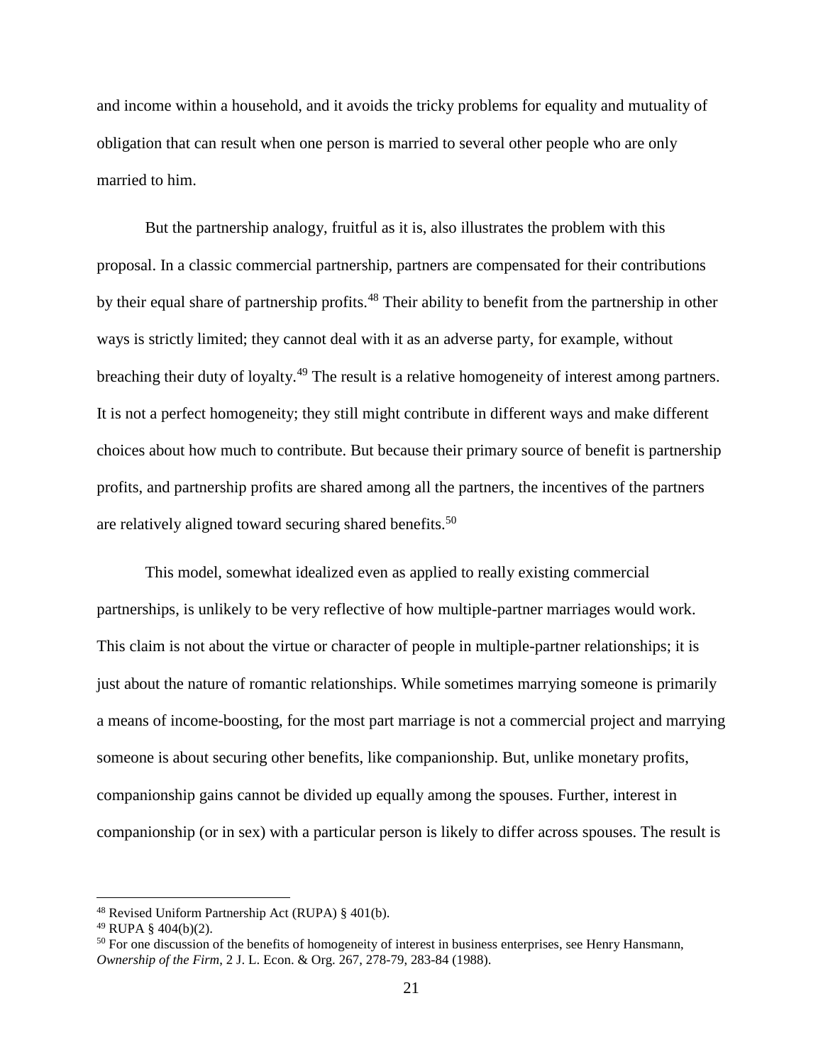and income within a household, and it avoids the tricky problems for equality and mutuality of obligation that can result when one person is married to several other people who are only married to him.

But the partnership analogy, fruitful as it is, also illustrates the problem with this proposal. In a classic commercial partnership, partners are compensated for their contributions by their equal share of partnership profits.[48] Their ability to benefit from the partnership in other ways is strictly limited; they cannot deal with it as an adverse party, for example, without breaching their duty of loyalty.[49] The result is a relative homogeneity of interest among partners. It is not a perfect homogeneity; they still might contribute in different ways and make different choices about how much to contribute. But because their primary source of benefit is partnership profits, and partnership profits are shared among all the partners, the incentives of the partners are relatively aligned toward securing shared benefits.[50]

This model, somewhat idealized even as applied to really existing commercial partnerships, is unlikely to be very reflective of how multiple-partner marriages would work. This claim is not about the virtue or character of people in multiple-partner relationships; it is just about the nature of romantic relationships. While sometimes marrying someone is primarily a means of income-boosting, for the most part marriage is not a commercial project and marrying someone is about securing other benefits, like companionship. But, unlike monetary profits, companionship gains cannot be divided up equally among the spouses. Further, interest in companionship (or in sex) with a particular person is likely to differ across spouses. The result is

[48] Revised Uniform Partnership Act (RUPA) § 401(b).

[49] RUPA § 404(b)(2).

[50] For one discussion of the benefits of homogeneity of interest in business enterprises, see Henry Hansmann, *Ownership of the Firm*, 2 J. L. Econ. & Org. 267, 278-79, 283-84 (1988).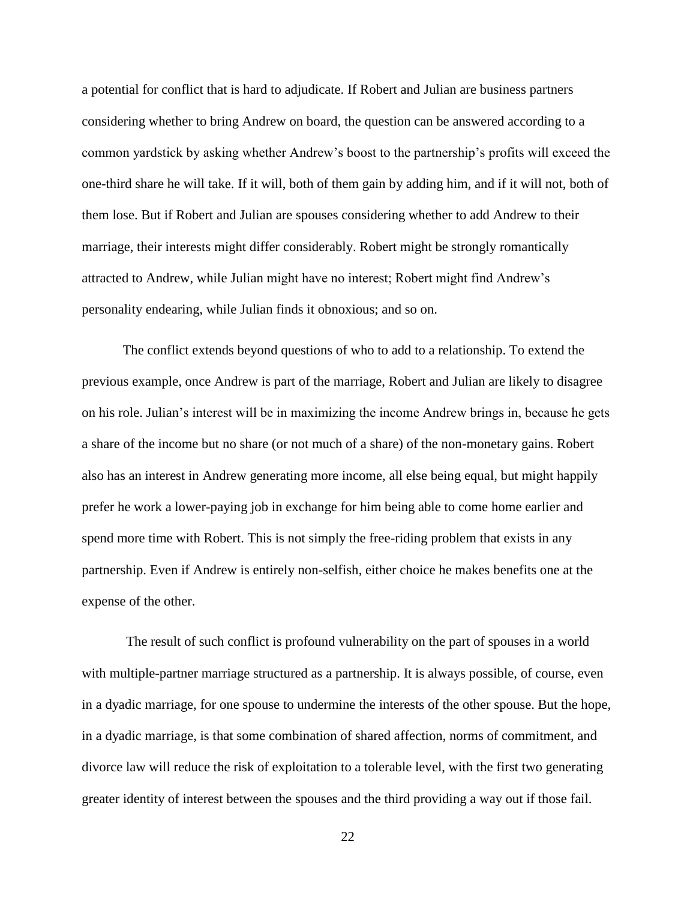a potential for conflict that is hard to adjudicate. If Robert and Julian are business partners considering whether to bring Andrew on board, the question can be answered according to a common yardstick by asking whether Andrew's boost to the partnership's profits will exceed the one-third share he will take. If it will, both of them gain by adding him, and if it will not, both of them lose. But if Robert and Julian are spouses considering whether to add Andrew to their marriage, their interests might differ considerably. Robert might be strongly romantically attracted to Andrew, while Julian might have no interest; Robert might find Andrew's personality endearing, while Julian finds it obnoxious; and so on.

The conflict extends beyond questions of who to add to a relationship. To extend the previous example, once Andrew is part of the marriage, Robert and Julian are likely to disagree on his role. Julian's interest will be in maximizing the income Andrew brings in, because he gets a share of the income but no share (or not much of a share) of the non-monetary gains. Robert also has an interest in Andrew generating more income, all else being equal, but might happily prefer he work a lower-paying job in exchange for him being able to come home earlier and spend more time with Robert. This is not simply the free-riding problem that exists in any partnership. Even if Andrew is entirely non-selfish, either choice he makes benefits one at the expense of the other.

The result of such conflict is profound vulnerability on the part of spouses in a world with multiple-partner marriage structured as a partnership. It is always possible, of course, even in a dyadic marriage, for one spouse to undermine the interests of the other spouse. But the hope, in a dyadic marriage, is that some combination of shared affection, norms of commitment, and divorce law will reduce the risk of exploitation to a tolerable level, with the first two generating greater identity of interest between the spouses and the third providing a way out if those fail.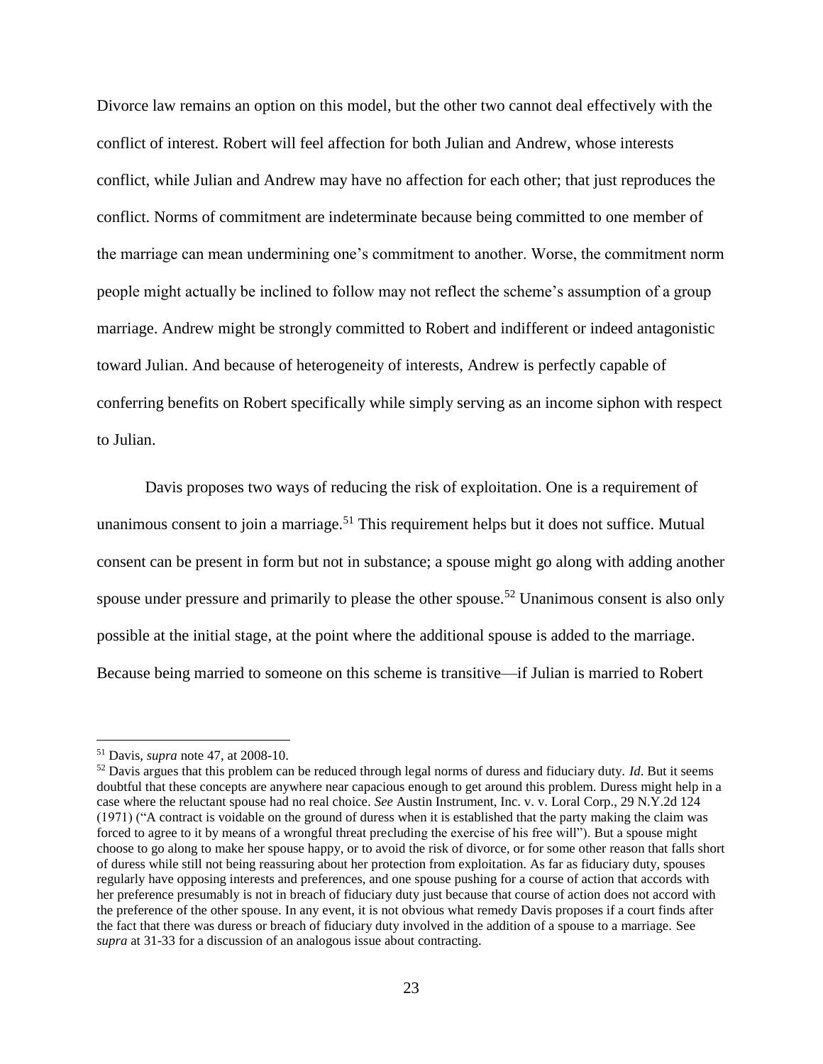Divorce law remains an option on this model, but the other two cannot deal effectively with the conflict of interest. Robert will feel affection for both Julian and Andrew, whose interests conflict, while Julian and Andrew may have no affection for each other; that just reproduces the conflict. Norms of commitment are indeterminate because being committed to one member of the marriage can mean undermining one's commitment to another. Worse, the commitment norm people might actually be inclined to follow may not reflect the scheme's assumption of a group marriage. Andrew might be strongly committed to Robert and indifferent or indeed antagonistic toward Julian. And because of heterogeneity of interests, Andrew is perfectly capable of conferring benefits on Robert specifically while simply serving as an income siphon with respect to Julian.

Davis proposes two ways of reducing the risk of exploitation. One is a requirement of unanimous consent to join a marriage.[51] This requirement helps but it does not suffice. Mutual consent can be present in form but not in substance; a spouse might go along with adding another spouse under pressure and primarily to please the other spouse.[52] Unanimous consent is also only possible at the initial stage, at the point where the additional spouse is added to the marriage. Because being married to someone on this scheme is transitive—if Julian is married to Robert

---

[51] Davis, *supra* note 47, at 2008-10.

[52] Davis argues that this problem can be reduced through legal norms of duress and fiduciary duty. *Id*. But it seems doubtful that these concepts are anywhere near capacious enough to get around this problem. Duress might help in a case where the reluctant spouse had no real choice. *See* Austin Instrument, Inc. v. v. Loral Corp., 29 N.Y.2d 124 (1971) ("A contract is voidable on the ground of duress when it is established that the party making the claim was forced to agree to it by means of a wrongful threat precluding the exercise of his free will"). But a spouse might choose to go along to make her spouse happy, or to avoid the risk of divorce, or for some other reason that falls short of duress while still not being reassuring about her protection from exploitation. As far as fiduciary duty, spouses regularly have opposing interests and preferences, and one spouse pushing for a course of action that accords with her preference presumably is not in breach of fiduciary duty just because that course of action does not accord with the preference of the other spouse. In any event, it is not obvious what remedy Davis proposes if a court finds after the fact that there was duress or breach of fiduciary duty involved in the addition of a spouse to a marriage. See *supra* at 31-33 for a discussion of an analogous issue about contracting.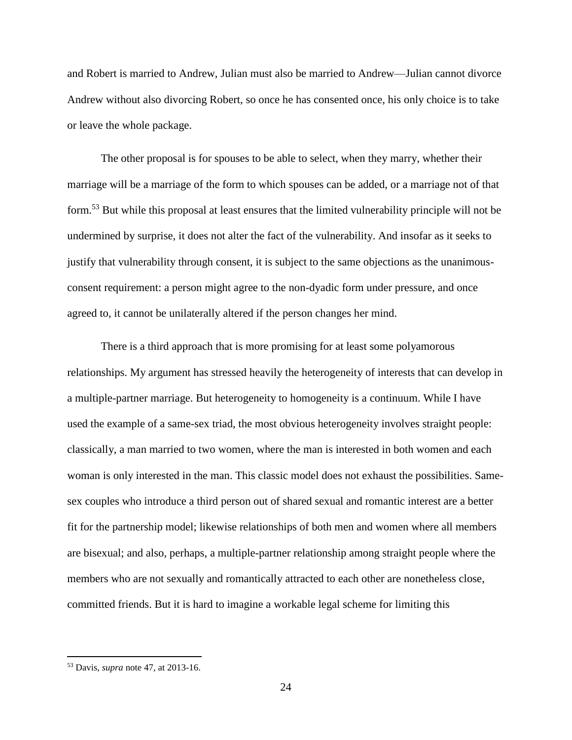and Robert is married to Andrew, Julian must also be married to Andrew—Julian cannot divorce Andrew without also divorcing Robert, so once he has consented once, his only choice is to take or leave the whole package.

The other proposal is for spouses to be able to select, when they marry, whether their marriage will be a marriage of the form to which spouses can be added, or a marriage not of that form.[53] But while this proposal at least ensures that the limited vulnerability principle will not be undermined by surprise, it does not alter the fact of the vulnerability. And insofar as it seeks to justify that vulnerability through consent, it is subject to the same objections as the unanimous-consent requirement: a person might agree to the non-dyadic form under pressure, and once agreed to, it cannot be unilaterally altered if the person changes her mind.

There is a third approach that is more promising for at least some polyamorous relationships. My argument has stressed heavily the heterogeneity of interests that can develop in a multiple-partner marriage. But heterogeneity to homogeneity is a continuum. While I have used the example of a same-sex triad, the most obvious heterogeneity involves straight people: classically, a man married to two women, where the man is interested in both women and each woman is only interested in the man. This classic model does not exhaust the possibilities. Same-sex couples who introduce a third person out of shared sexual and romantic interest are a better fit for the partnership model; likewise relationships of both men and women where all members are bisexual; and also, perhaps, a multiple-partner relationship among straight people where the members who are not sexually and romantically attracted to each other are nonetheless close, committed friends. But it is hard to imagine a workable legal scheme for limiting this

[53] Davis, *supra* note 47, at 2013-16.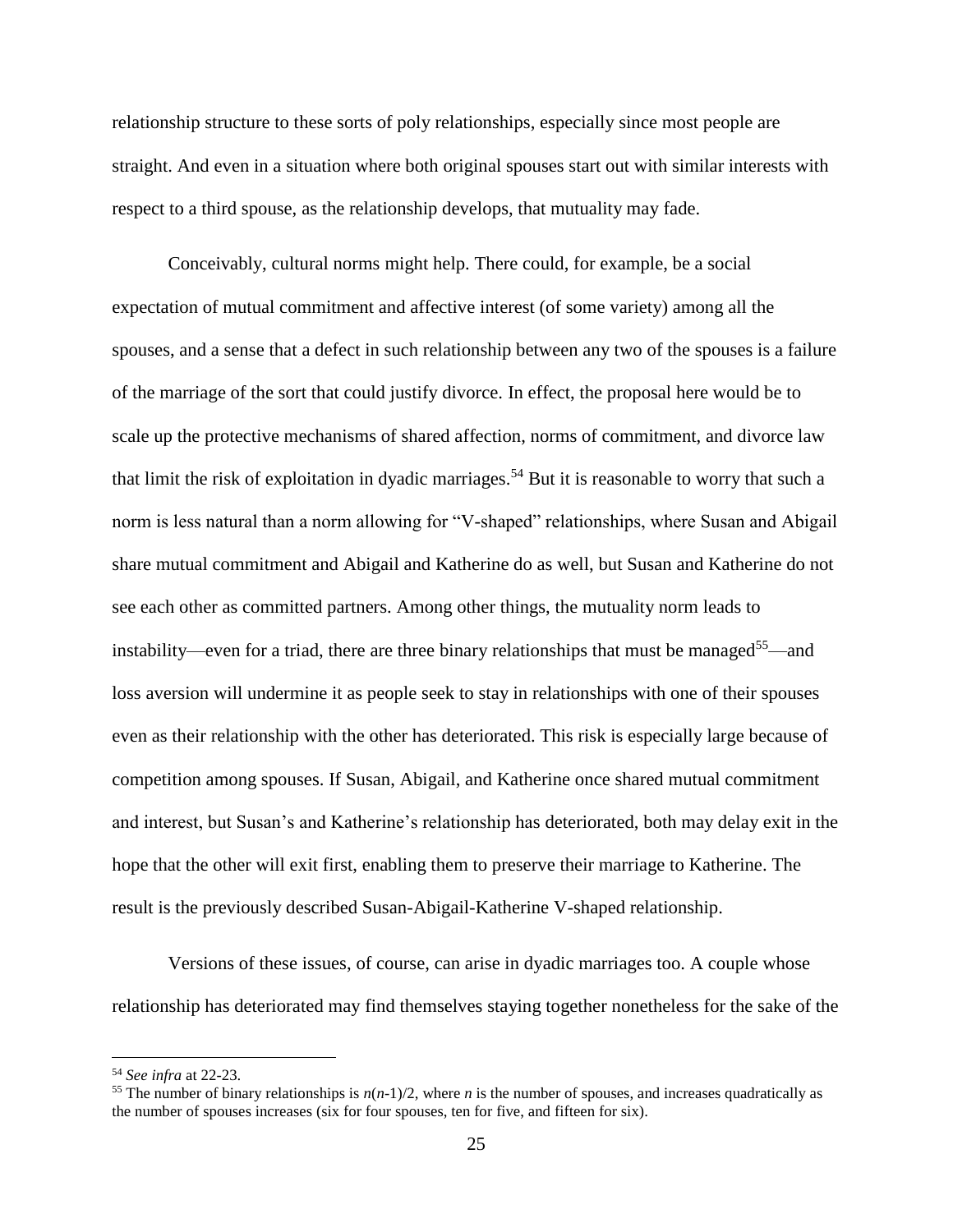relationship structure to these sorts of poly relationships, especially since most people are straight. And even in a situation where both original spouses start out with similar interests with respect to a third spouse, as the relationship develops, that mutuality may fade.

Conceivably, cultural norms might help. There could, for example, be a social expectation of mutual commitment and affective interest (of some variety) among all the spouses, and a sense that a defect in such relationship between any two of the spouses is a failure of the marriage of the sort that could justify divorce. In effect, the proposal here would be to scale up the protective mechanisms of shared affection, norms of commitment, and divorce law that limit the risk of exploitation in dyadic marriages.[54] But it is reasonable to worry that such a norm is less natural than a norm allowing for "V-shaped" relationships, where Susan and Abigail share mutual commitment and Abigail and Katherine do as well, but Susan and Katherine do not see each other as committed partners. Among other things, the mutuality norm leads to instability—even for a triad, there are three binary relationships that must be managed[55]—and loss aversion will undermine it as people seek to stay in relationships with one of their spouses even as their relationship with the other has deteriorated. This risk is especially large because of competition among spouses. If Susan, Abigail, and Katherine once shared mutual commitment and interest, but Susan's and Katherine's relationship has deteriorated, both may delay exit in the hope that the other will exit first, enabling them to preserve their marriage to Katherine. The result is the previously described Susan-Abigail-Katherine V-shaped relationship.

Versions of these issues, of course, can arise in dyadic marriages too. A couple whose relationship has deteriorated may find themselves staying together nonetheless for the sake of the

---

[54] *See infra* at 22-23.

[55] The number of binary relationships is $n(n-1)/2$, where $n$ is the number of spouses, and increases quadratically as the number of spouses increases (six for four spouses, ten for five, and fifteen for six).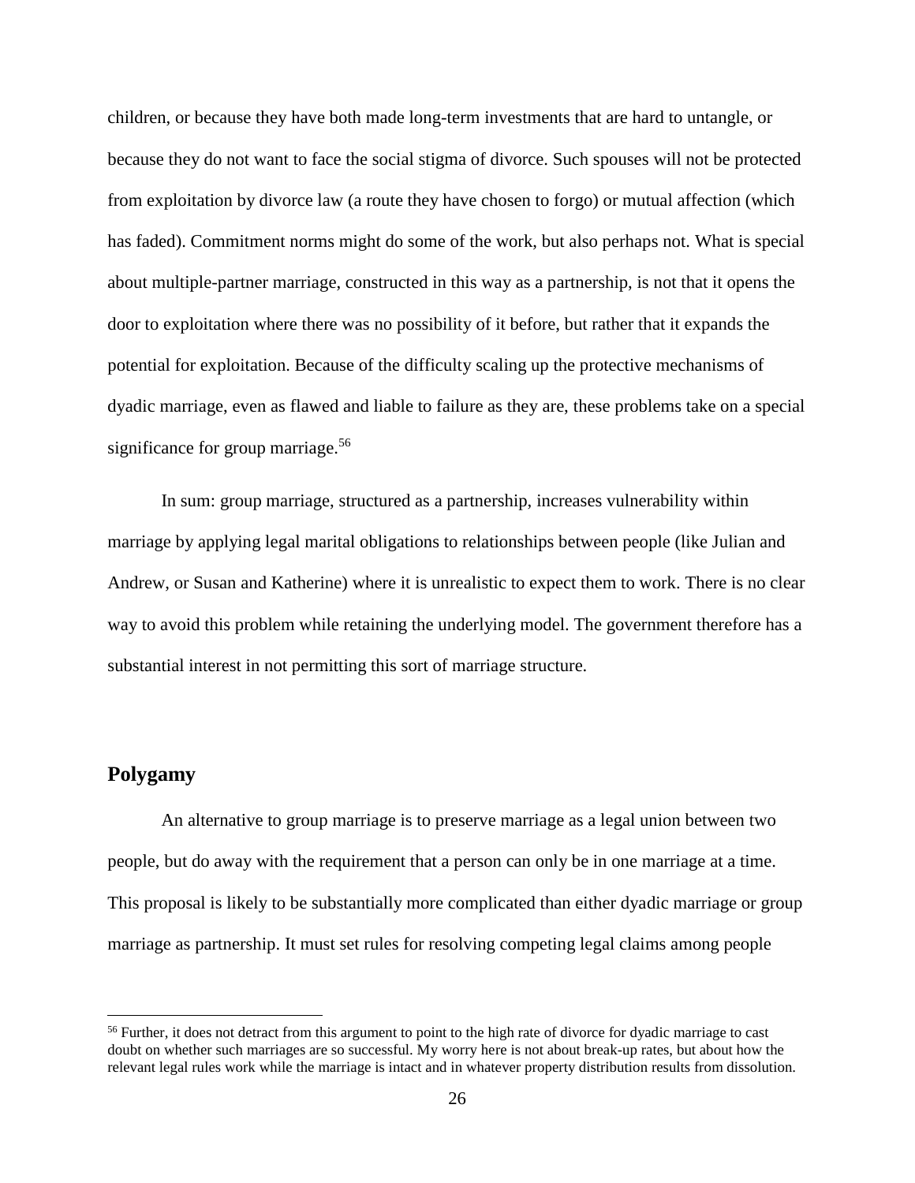children, or because they have both made long-term investments that are hard to untangle, or because they do not want to face the social stigma of divorce. Such spouses will not be protected from exploitation by divorce law (a route they have chosen to forgo) or mutual affection (which has faded). Commitment norms might do some of the work, but also perhaps not. What is special about multiple-partner marriage, constructed in this way as a partnership, is not that it opens the door to exploitation where there was no possibility of it before, but rather that it expands the potential for exploitation. Because of the difficulty scaling up the protective mechanisms of dyadic marriage, even as flawed and liable to failure as they are, these problems take on a special significance for group marriage.[56]

In sum: group marriage, structured as a partnership, increases vulnerability within marriage by applying legal marital obligations to relationships between people (like Julian and Andrew, or Susan and Katherine) where it is unrealistic to expect them to work. There is no clear way to avoid this problem while retaining the underlying model. The government therefore has a substantial interest in not permitting this sort of marriage structure.

## Polygamy

An alternative to group marriage is to preserve marriage as a legal union between two people, but do away with the requirement that a person can only be in one marriage at a time. This proposal is likely to be substantially more complicated than either dyadic marriage or group marriage as partnership. It must set rules for resolving competing legal claims among people

[56] Further, it does not detract from this argument to point to the high rate of divorce for dyadic marriage to cast doubt on whether such marriages are so successful. My worry here is not about break-up rates, but about how the relevant legal rules work while the marriage is intact and in whatever property distribution results from dissolution.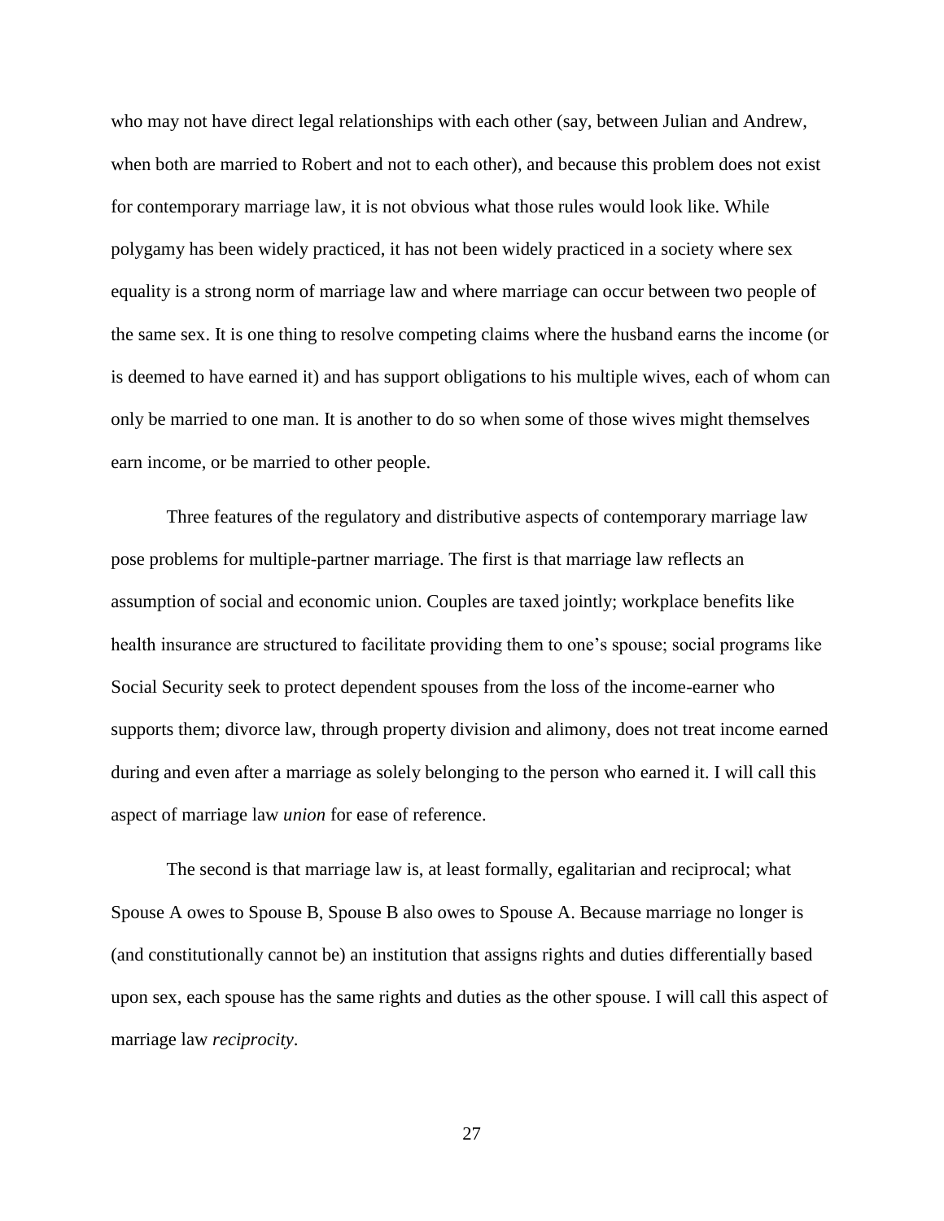who may not have direct legal relationships with each other (say, between Julian and Andrew, when both are married to Robert and not to each other), and because this problem does not exist for contemporary marriage law, it is not obvious what those rules would look like. While polygamy has been widely practiced, it has not been widely practiced in a society where sex equality is a strong norm of marriage law and where marriage can occur between two people of the same sex. It is one thing to resolve competing claims where the husband earns the income (or is deemed to have earned it) and has support obligations to his multiple wives, each of whom can only be married to one man. It is another to do so when some of those wives might themselves earn income, or be married to other people.

Three features of the regulatory and distributive aspects of contemporary marriage law pose problems for multiple-partner marriage. The first is that marriage law reflects an assumption of social and economic union. Couples are taxed jointly; workplace benefits like health insurance are structured to facilitate providing them to one's spouse; social programs like Social Security seek to protect dependent spouses from the loss of the income-earner who supports them; divorce law, through property division and alimony, does not treat income earned during and even after a marriage as solely belonging to the person who earned it. I will call this aspect of marriage law *union* for ease of reference.

The second is that marriage law is, at least formally, egalitarian and reciprocal; what Spouse A owes to Spouse B, Spouse B also owes to Spouse A. Because marriage no longer is (and constitutionally cannot be) an institution that assigns rights and duties differentially based upon sex, each spouse has the same rights and duties as the other spouse. I will call this aspect of marriage law *reciprocity*.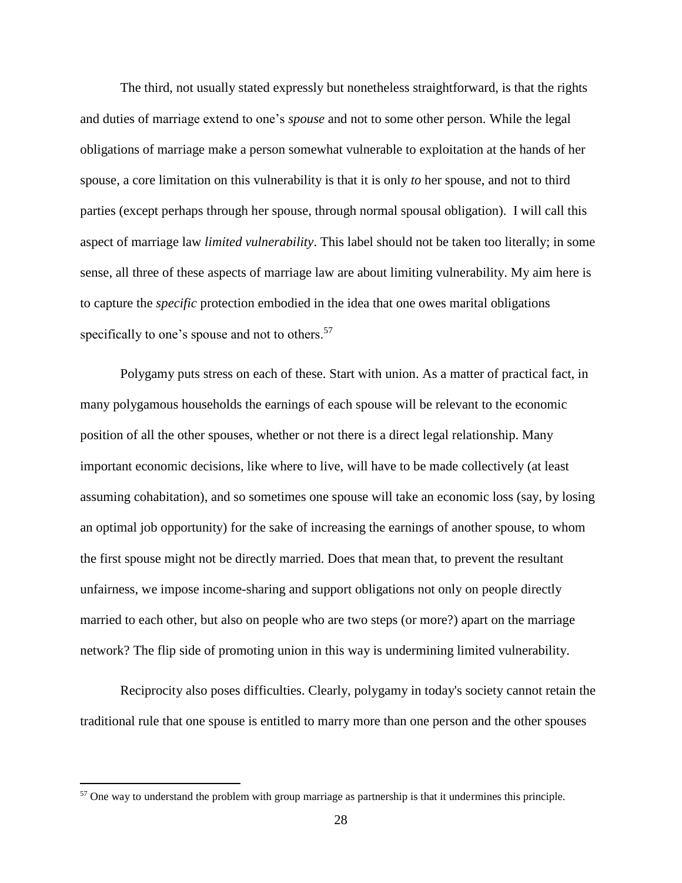The third, not usually stated expressly but nonetheless straightforward, is that the rights and duties of marriage extend to one's *spouse* and not to some other person. While the legal obligations of marriage make a person somewhat vulnerable to exploitation at the hands of her spouse, a core limitation on this vulnerability is that it is only *to* her spouse, and not to third parties (except perhaps through her spouse, through normal spousal obligation). I will call this aspect of marriage law *limited vulnerability*. This label should not be taken too literally; in some sense, all three of these aspects of marriage law are about limiting vulnerability. My aim here is to capture the *specific* protection embodied in the idea that one owes marital obligations specifically to one's spouse and not to others.[57]

Polygamy puts stress on each of these. Start with union. As a matter of practical fact, in many polygamous households the earnings of each spouse will be relevant to the economic position of all the other spouses, whether or not there is a direct legal relationship. Many important economic decisions, like where to live, will have to be made collectively (at least assuming cohabitation), and so sometimes one spouse will take an economic loss (say, by losing an optimal job opportunity) for the sake of increasing the earnings of another spouse, to whom the first spouse might not be directly married. Does that mean that, to prevent the resultant unfairness, we impose income-sharing and support obligations not only on people directly married to each other, but also on people who are two steps (or more?) apart on the marriage network? The flip side of promoting union in this way is undermining limited vulnerability.

Reciprocity also poses difficulties. Clearly, polygamy in today's society cannot retain the traditional rule that one spouse is entitled to marry more than one person and the other spouses

[57] One way to understand the problem with group marriage as partnership is that it undermines this principle.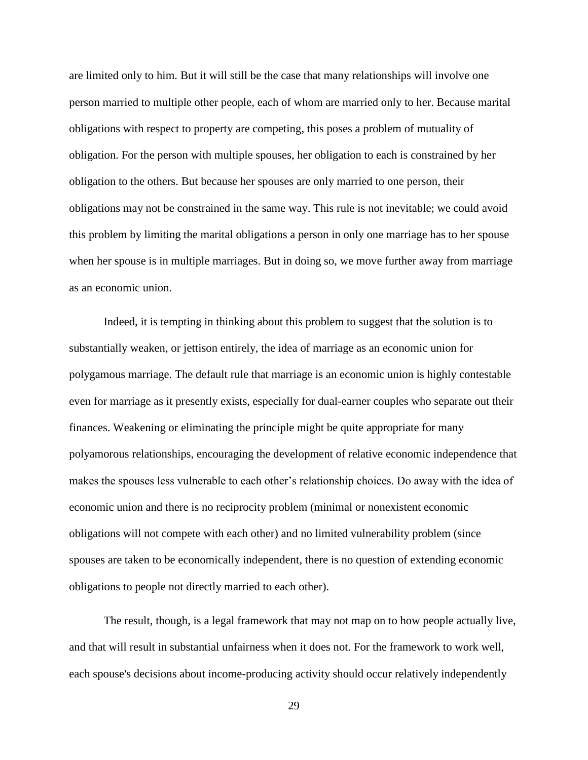are limited only to him. But it will still be the case that many relationships will involve one person married to multiple other people, each of whom are married only to her. Because marital obligations with respect to property are competing, this poses a problem of mutuality of obligation. For the person with multiple spouses, her obligation to each is constrained by her obligation to the others. But because her spouses are only married to one person, their obligations may not be constrained in the same way. This rule is not inevitable; we could avoid this problem by limiting the marital obligations a person in only one marriage has to her spouse when her spouse is in multiple marriages. But in doing so, we move further away from marriage as an economic union.

Indeed, it is tempting in thinking about this problem to suggest that the solution is to substantially weaken, or jettison entirely, the idea of marriage as an economic union for polygamous marriage. The default rule that marriage is an economic union is highly contestable even for marriage as it presently exists, especially for dual-earner couples who separate out their finances. Weakening or eliminating the principle might be quite appropriate for many polyamorous relationships, encouraging the development of relative economic independence that makes the spouses less vulnerable to each other's relationship choices. Do away with the idea of economic union and there is no reciprocity problem (minimal or nonexistent economic obligations will not compete with each other) and no limited vulnerability problem (since spouses are taken to be economically independent, there is no question of extending economic obligations to people not directly married to each other).

The result, though, is a legal framework that may not map on to how people actually live, and that will result in substantial unfairness when it does not. For the framework to work well, each spouse's decisions about income-producing activity should occur relatively independently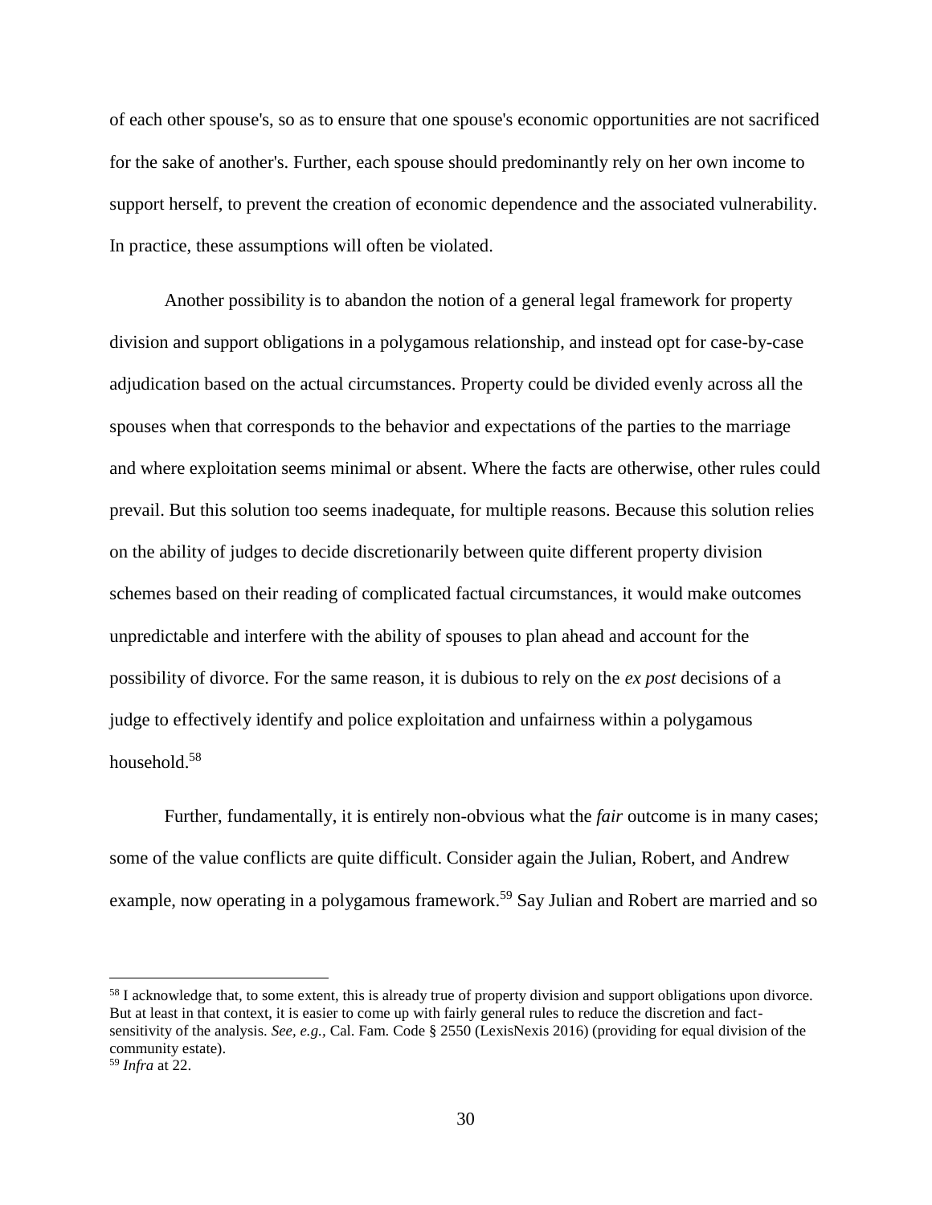of each other spouse's, so as to ensure that one spouse's economic opportunities are not sacrificed for the sake of another's. Further, each spouse should predominantly rely on her own income to support herself, to prevent the creation of economic dependence and the associated vulnerability. In practice, these assumptions will often be violated.

Another possibility is to abandon the notion of a general legal framework for property division and support obligations in a polygamous relationship, and instead opt for case-by-case adjudication based on the actual circumstances. Property could be divided evenly across all the spouses when that corresponds to the behavior and expectations of the parties to the marriage and where exploitation seems minimal or absent. Where the facts are otherwise, other rules could prevail. But this solution too seems inadequate, for multiple reasons. Because this solution relies on the ability of judges to decide discretionarily between quite different property division schemes based on their reading of complicated factual circumstances, it would make outcomes unpredictable and interfere with the ability of spouses to plan ahead and account for the possibility of divorce. For the same reason, it is dubious to rely on the *ex post* decisions of a judge to effectively identify and police exploitation and unfairness within a polygamous household.[58]

Further, fundamentally, it is entirely non-obvious what the *fair* outcome is in many cases; some of the value conflicts are quite difficult. Consider again the Julian, Robert, and Andrew example, now operating in a polygamous framework.[59] Say Julian and Robert are married and so

---

[58] I acknowledge that, to some extent, this is already true of property division and support obligations upon divorce. But at least in that context, it is easier to come up with fairly general rules to reduce the discretion and fact-sensitivity of the analysis. *See, e.g.*, Cal. Fam. Code § 2550 (LexisNexis 2016) (providing for equal division of the community estate).

[59] *Infra* at 22.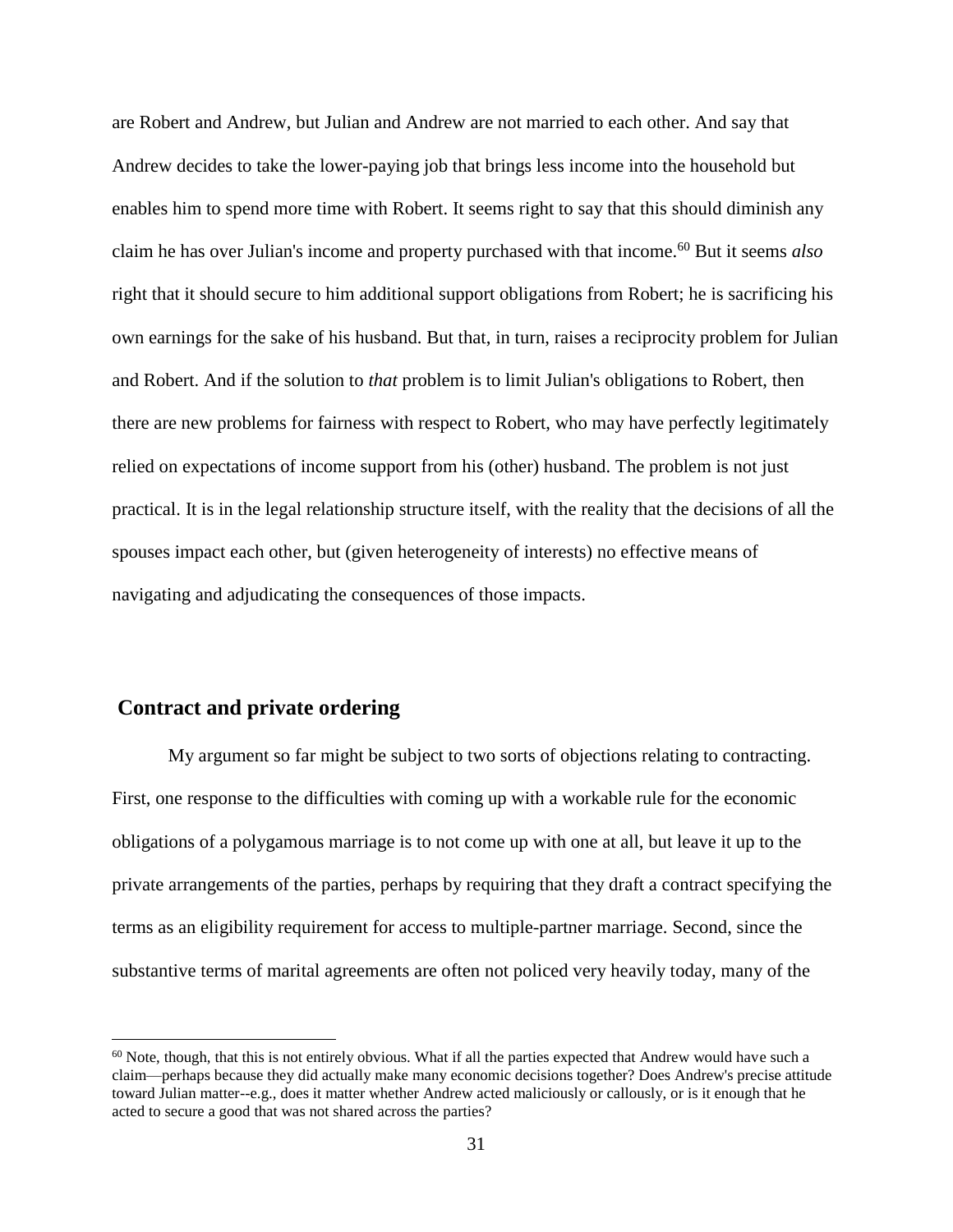are Robert and Andrew, but Julian and Andrew are not married to each other. And say that Andrew decides to take the lower-paying job that brings less income into the household but enables him to spend more time with Robert. It seems right to say that this should diminish any claim he has over Julian's income and property purchased with that income.[60] But it seems *also* right that it should secure to him additional support obligations from Robert; he is sacrificing his own earnings for the sake of his husband. But that, in turn, raises a reciprocity problem for Julian and Robert. And if the solution to *that* problem is to limit Julian's obligations to Robert, then there are new problems for fairness with respect to Robert, who may have perfectly legitimately relied on expectations of income support from his (other) husband. The problem is not just practical. It is in the legal relationship structure itself, with the reality that the decisions of all the spouses impact each other, but (given heterogeneity of interests) no effective means of navigating and adjudicating the consequences of those impacts.

## Contract and private ordering

My argument so far might be subject to two sorts of objections relating to contracting. First, one response to the difficulties with coming up with a workable rule for the economic obligations of a polygamous marriage is to not come up with one at all, but leave it up to the private arrangements of the parties, perhaps by requiring that they draft a contract specifying the terms as an eligibility requirement for access to multiple-partner marriage. Second, since the substantive terms of marital agreements are often not policed very heavily today, many of the

[60] Note, though, that this is not entirely obvious. What if all the parties expected that Andrew would have such a claim—perhaps because they did actually make many economic decisions together? Does Andrew's precise attitude toward Julian matter--e.g., does it matter whether Andrew acted maliciously or callously, or is it enough that he acted to secure a good that was not shared across the parties?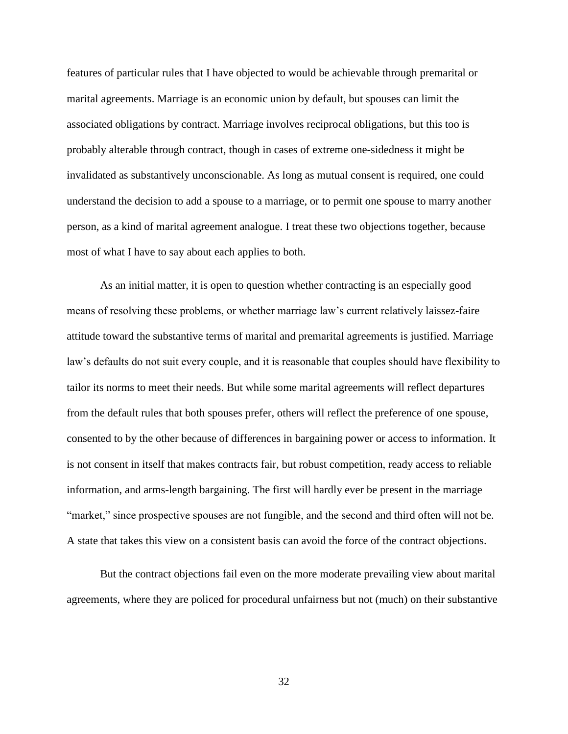features of particular rules that I have objected to would be achievable through premarital or marital agreements. Marriage is an economic union by default, but spouses can limit the associated obligations by contract. Marriage involves reciprocal obligations, but this too is probably alterable through contract, though in cases of extreme one-sidedness it might be invalidated as substantively unconscionable. As long as mutual consent is required, one could understand the decision to add a spouse to a marriage, or to permit one spouse to marry another person, as a kind of marital agreement analogue. I treat these two objections together, because most of what I have to say about each applies to both.

As an initial matter, it is open to question whether contracting is an especially good means of resolving these problems, or whether marriage law's current relatively laissez-faire attitude toward the substantive terms of marital and premarital agreements is justified. Marriage law's defaults do not suit every couple, and it is reasonable that couples should have flexibility to tailor its norms to meet their needs. But while some marital agreements will reflect departures from the default rules that both spouses prefer, others will reflect the preference of one spouse, consented to by the other because of differences in bargaining power or access to information. It is not consent in itself that makes contracts fair, but robust competition, ready access to reliable information, and arms-length bargaining. The first will hardly ever be present in the marriage "market," since prospective spouses are not fungible, and the second and third often will not be. A state that takes this view on a consistent basis can avoid the force of the contract objections.

But the contract objections fail even on the more moderate prevailing view about marital agreements, where they are policed for procedural unfairness but not (much) on their substantive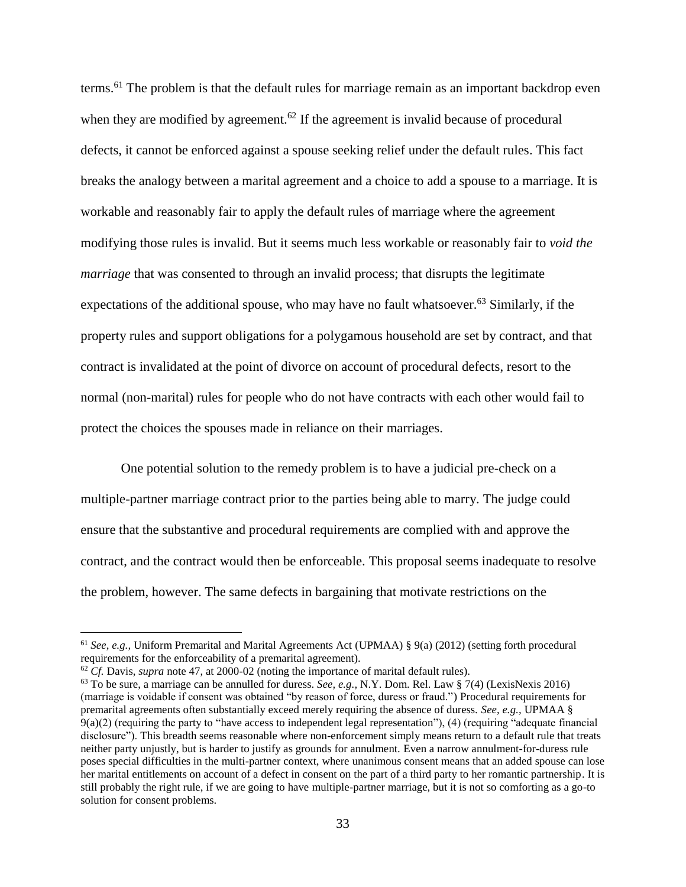terms.[61] The problem is that the default rules for marriage remain as an important backdrop even when they are modified by agreement.[62] If the agreement is invalid because of procedural defects, it cannot be enforced against a spouse seeking relief under the default rules. This fact breaks the analogy between a marital agreement and a choice to add a spouse to a marriage. It is workable and reasonably fair to apply the default rules of marriage where the agreement modifying those rules is invalid. But it seems much less workable or reasonably fair to *void the marriage* that was consented to through an invalid process; that disrupts the legitimate expectations of the additional spouse, who may have no fault whatsoever.[63] Similarly, if the property rules and support obligations for a polygamous household are set by contract, and that contract is invalidated at the point of divorce on account of procedural defects, resort to the normal (non-marital) rules for people who do not have contracts with each other would fail to protect the choices the spouses made in reliance on their marriages.

One potential solution to the remedy problem is to have a judicial pre-check on a multiple-partner marriage contract prior to the parties being able to marry. The judge could ensure that the substantive and procedural requirements are complied with and approve the contract, and the contract would then be enforceable. This proposal seems inadequate to resolve the problem, however. The same defects in bargaining that motivate restrictions on the

---

[61] *See, e.g.,* Uniform Premarital and Marital Agreements Act (UPMAA) § 9(a) (2012) (setting forth procedural requirements for the enforceability of a premarital agreement).

[62] *Cf.* Davis, *supra* note 47, at 2000-02 (noting the importance of marital default rules).

[63] To be sure, a marriage can be annulled for duress. *See, e.g.,* N.Y. Dom. Rel. Law § 7(4) (LexisNexis 2016) (marriage is voidable if consent was obtained "by reason of force, duress or fraud.") Procedural requirements for premarital agreements often substantially exceed merely requiring the absence of duress. *See, e.g.,* UPMAA § 9(a)(2) (requiring the party to "have access to independent legal representation"), (4) (requiring "adequate financial disclosure"). This breadth seems reasonable where non-enforcement simply means return to a default rule that treats neither party unjustly, but is harder to justify as grounds for annulment. Even a narrow annulment-for-duress rule poses special difficulties in the multi-partner context, where unanimous consent means that an added spouse can lose her marital entitlements on account of a defect in consent on the part of a third party to her romantic partnership. It is still probably the right rule, if we are going to have multiple-partner marriage, but it is not so comforting as a go-to solution for consent problems.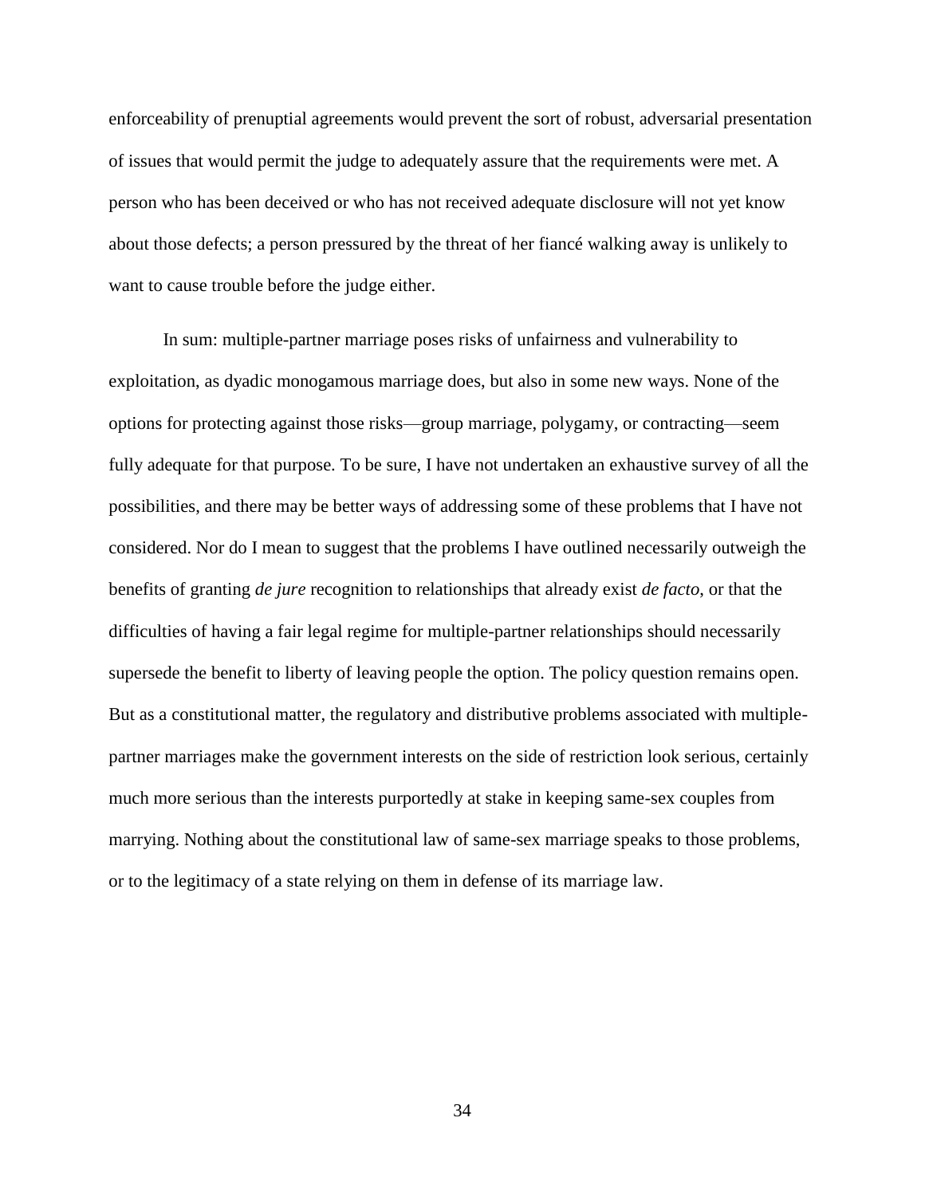enforceability of prenuptial agreements would prevent the sort of robust, adversarial presentation of issues that would permit the judge to adequately assure that the requirements were met. A person who has been deceived or who has not received adequate disclosure will not yet know about those defects; a person pressured by the threat of her fiancé walking away is unlikely to want to cause trouble before the judge either.

In sum: multiple-partner marriage poses risks of unfairness and vulnerability to exploitation, as dyadic monogamous marriage does, but also in some new ways. None of the options for protecting against those risks—group marriage, polygamy, or contracting—seem fully adequate for that purpose. To be sure, I have not undertaken an exhaustive survey of all the possibilities, and there may be better ways of addressing some of these problems that I have not considered. Nor do I mean to suggest that the problems I have outlined necessarily outweigh the benefits of granting *de jure* recognition to relationships that already exist *de facto*, or that the difficulties of having a fair legal regime for multiple-partner relationships should necessarily supersede the benefit to liberty of leaving people the option. The policy question remains open. But as a constitutional matter, the regulatory and distributive problems associated with multiple-partner marriages make the government interests on the side of restriction look serious, certainly much more serious than the interests purportedly at stake in keeping same-sex couples from marrying. Nothing about the constitutional law of same-sex marriage speaks to those problems, or to the legitimacy of a state relying on them in defense of its marriage law.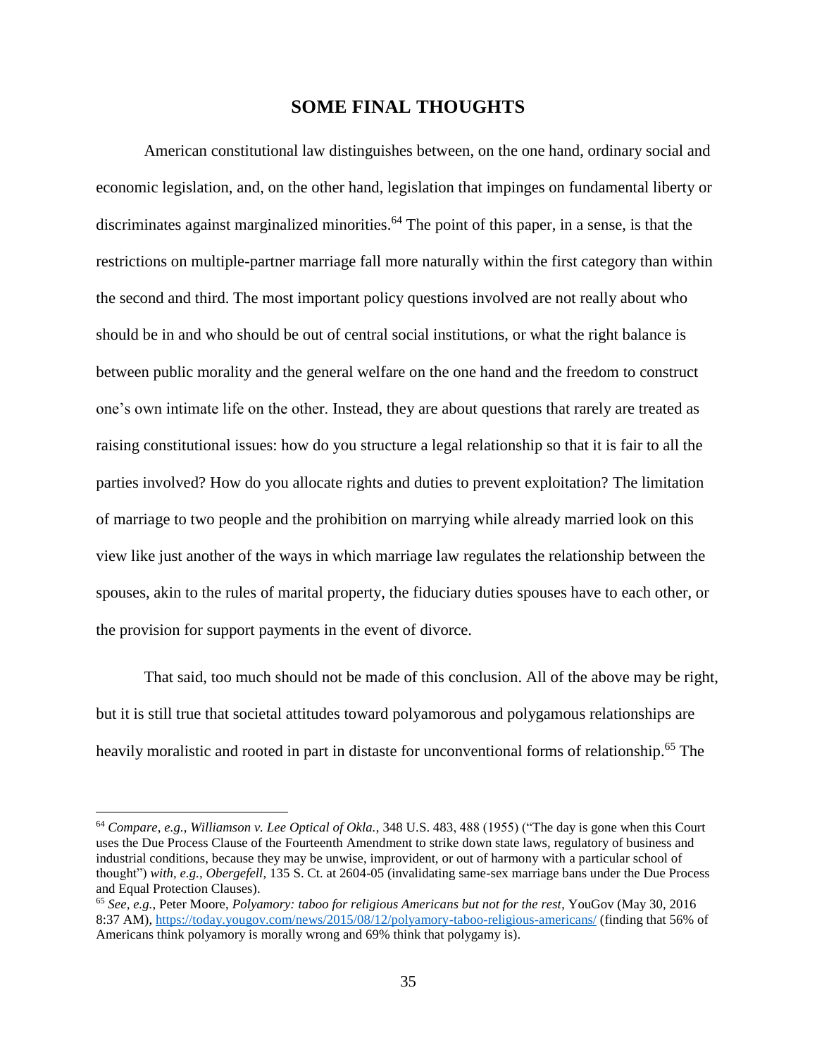## SOME FINAL THOUGHTS

American constitutional law distinguishes between, on the one hand, ordinary social and economic legislation, and, on the other hand, legislation that impinges on fundamental liberty or discriminates against marginalized minorities.[64] The point of this paper, in a sense, is that the restrictions on multiple-partner marriage fall more naturally within the first category than within the second and third. The most important policy questions involved are not really about who should be in and who should be out of central social institutions, or what the right balance is between public morality and the general welfare on the one hand and the freedom to construct one's own intimate life on the other. Instead, they are about questions that rarely are treated as raising constitutional issues: how do you structure a legal relationship so that it is fair to all the parties involved? How do you allocate rights and duties to prevent exploitation? The limitation of marriage to two people and the prohibition on marrying while already married look on this view like just another of the ways in which marriage law regulates the relationship between the spouses, akin to the rules of marital property, the fiduciary duties spouses have to each other, or the provision for support payments in the event of divorce.

That said, too much should not be made of this conclusion. All of the above may be right, but it is still true that societal attitudes toward polyamorous and polygamous relationships are heavily moralistic and rooted in part in distaste for unconventional forms of relationship.[65] The

---

[64] *Compare, e.g.*, *Williamson v. Lee Optical of Okla.*, 348 U.S. 483, 488 (1955) ("The day is gone when this Court uses the Due Process Clause of the Fourteenth Amendment to strike down state laws, regulatory of business and industrial conditions, because they may be unwise, improvident, or out of harmony with a particular school of thought") *with, e.g.*, *Obergefell*, 135 S. Ct. at 2604-05 (invalidating same-sex marriage bans under the Due Process and Equal Protection Clauses).

[65] *See, e.g.*, Peter Moore, *Polyamory: taboo for religious Americans but not for the rest*, YouGov (May 30, 2016 8:37 AM), https://today.yougov.com/news/2015/08/12/polyamory-taboo-religious-americans/ (finding that 56% of Americans think polyamory is morally wrong and 69% think that polygamy is).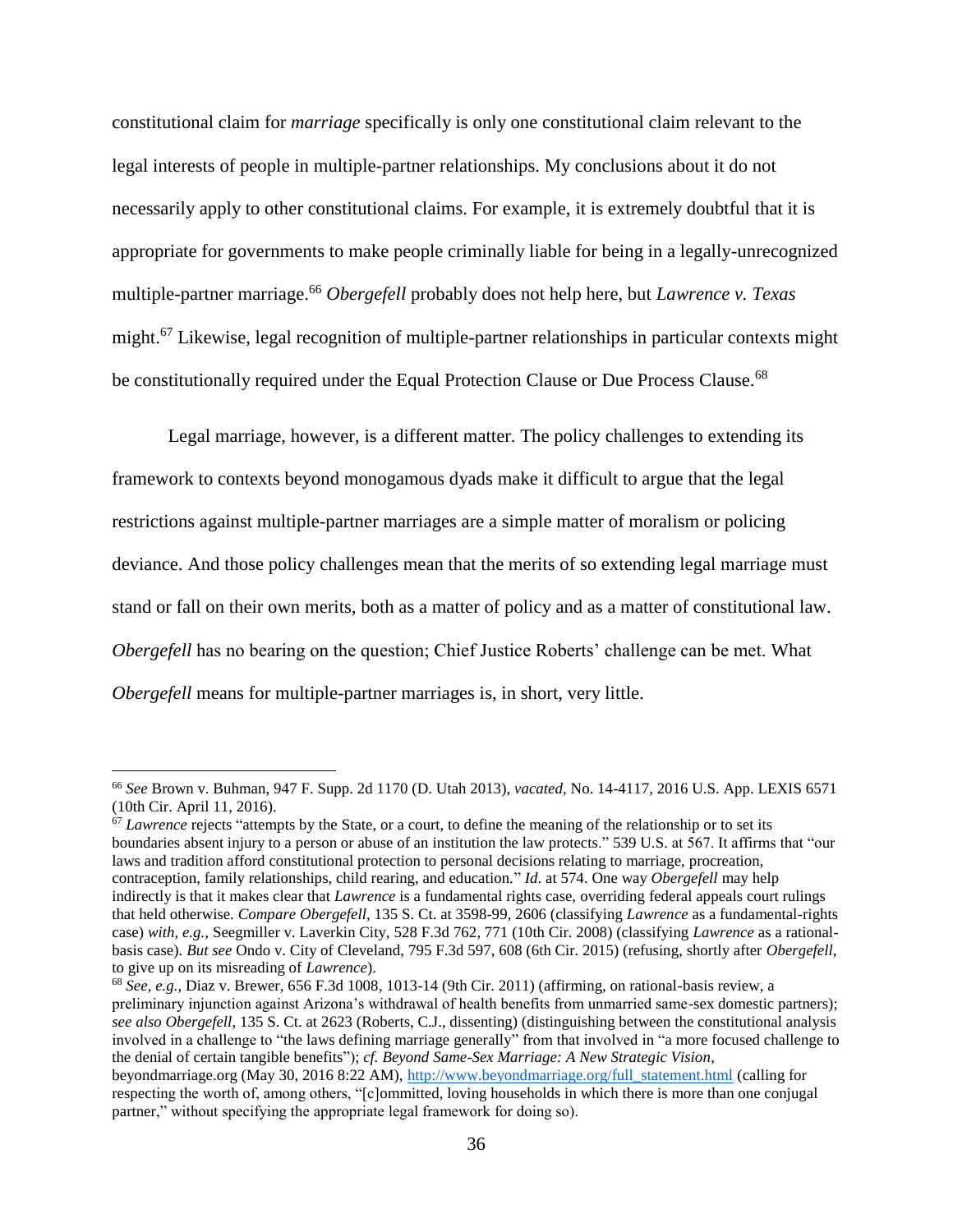constitutional claim for *marriage* specifically is only one constitutional claim relevant to the legal interests of people in multiple-partner relationships. My conclusions about it do not necessarily apply to other constitutional claims. For example, it is extremely doubtful that it is appropriate for governments to make people criminally liable for being in a legally-unrecognized multiple-partner marriage.[66] *Obergefell* probably does not help here, but *Lawrence v. Texas* might.[67] Likewise, legal recognition of multiple-partner relationships in particular contexts might be constitutionally required under the Equal Protection Clause or Due Process Clause.[68]

Legal marriage, however, is a different matter. The policy challenges to extending its framework to contexts beyond monogamous dyads make it difficult to argue that the legal restrictions against multiple-partner marriages are a simple matter of moralism or policing deviance. And those policy challenges mean that the merits of so extending legal marriage must stand or fall on their own merits, both as a matter of policy and as a matter of constitutional law. *Obergefell* has no bearing on the question; Chief Justice Roberts' challenge can be met. What *Obergefell* means for multiple-partner marriages is, in short, very little.

---

[66] *See* Brown v. Buhman, 947 F. Supp. 2d 1170 (D. Utah 2013), *vacated*, No. 14-4117, 2016 U.S. App. LEXIS 6571 (10th Cir. April 11, 2016).

[67] *Lawrence* rejects "attempts by the State, or a court, to define the meaning of the relationship or to set its boundaries absent injury to a person or abuse of an institution the law protects." 539 U.S. at 567. It affirms that "our laws and tradition afford constitutional protection to personal decisions relating to marriage, procreation, contraception, family relationships, child rearing, and education." *Id*. at 574. One way *Obergefell* may help indirectly is that it makes clear that *Lawrence* is a fundamental rights case, overriding federal appeals court rulings that held otherwise. *Compare Obergefell*, 135 S. Ct. at 3598-99, 2606 (classifying *Lawrence* as a fundamental-rights case) *with, e.g.,* Seegmiller v. Laverkin City, 528 F.3d 762, 771 (10th Cir. 2008) (classifying *Lawrence* as a rational-basis case). *But see* Ondo v. City of Cleveland, 795 F.3d 597, 608 (6th Cir. 2015) (refusing, shortly after *Obergefell*, to give up on its misreading of *Lawrence*).

[68] *See, e.g.,* Diaz v. Brewer, 656 F.3d 1008, 1013-14 (9th Cir. 2011) (affirming, on rational-basis review, a preliminary injunction against Arizona's withdrawal of health benefits from unmarried same-sex domestic partners); *see also Obergefell*, 135 S. Ct. at 2623 (Roberts, C.J., dissenting) (distinguishing between the constitutional analysis involved in a challenge to "the laws defining marriage generally" from that involved in "a more focused challenge to the denial of certain tangible benefits"); *cf. Beyond Same-Sex Marriage: A New Strategic Vision*, beyondmarriage.org (May 30, 2016 8:22 AM), http://www.beyondmarriage.org/full_statement.html (calling for respecting the worth of, among others, "[c]ommitted, loving households in which there is more than one conjugal partner," without specifying the appropriate legal framework for doing so).